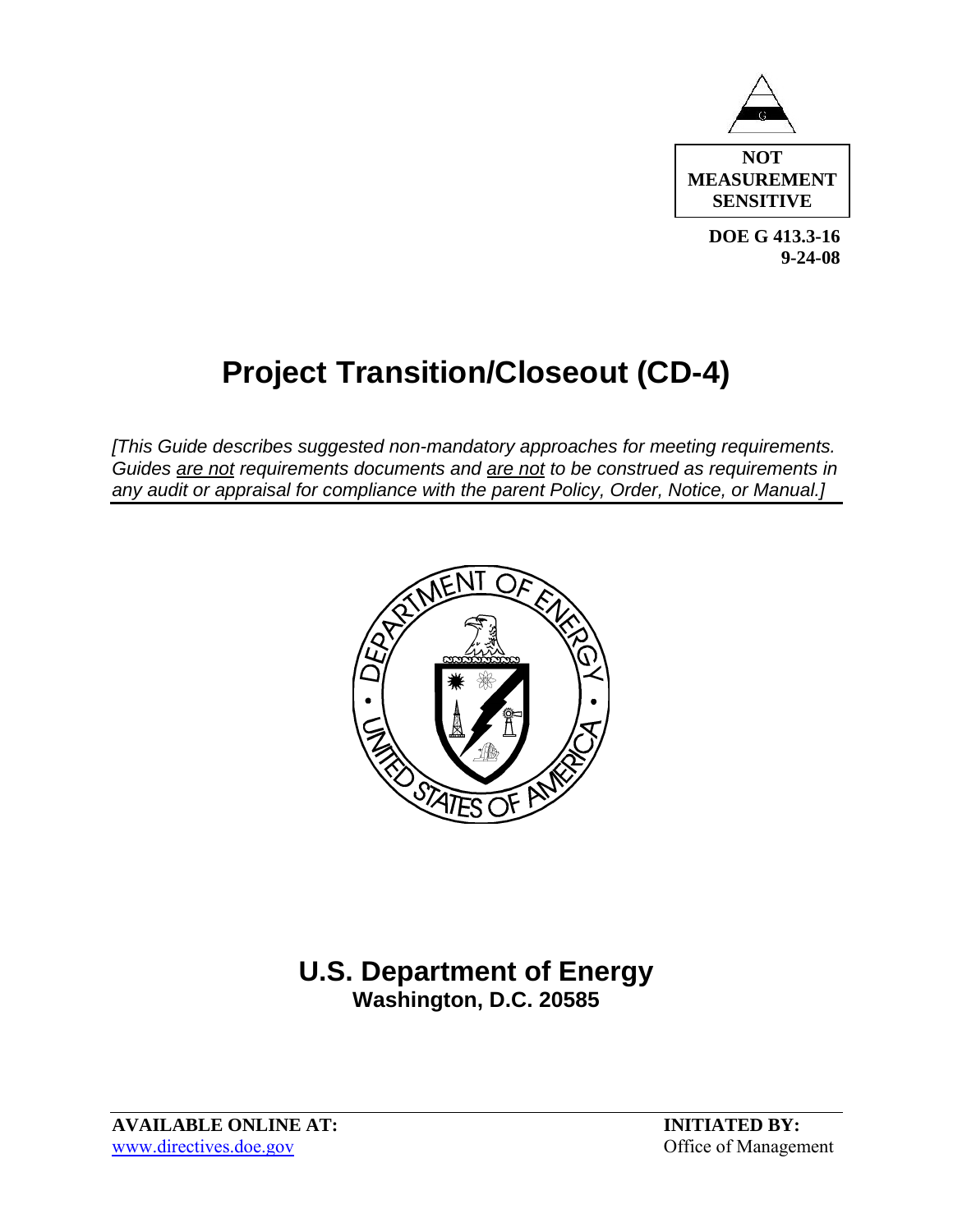**NOT MEASUREMENT SENSITIVE**

**DOE G 413.3-16**
**9-24-08**

# Project Transition/Closeout (CD-4)

*[This Guide describes suggested non-mandatory approaches for meeting requirements. Guides are not requirements documents and are not to be construed as requirements in any audit or appraisal for compliance with the parent Policy, Order, Notice, or Manual.]*

## U.S. Department of Energy
**Washington, D.C. 20585**

**AVAILABLE ONLINE AT:**
www.directives.doe.gov

**INITIATED BY:**
Office of Management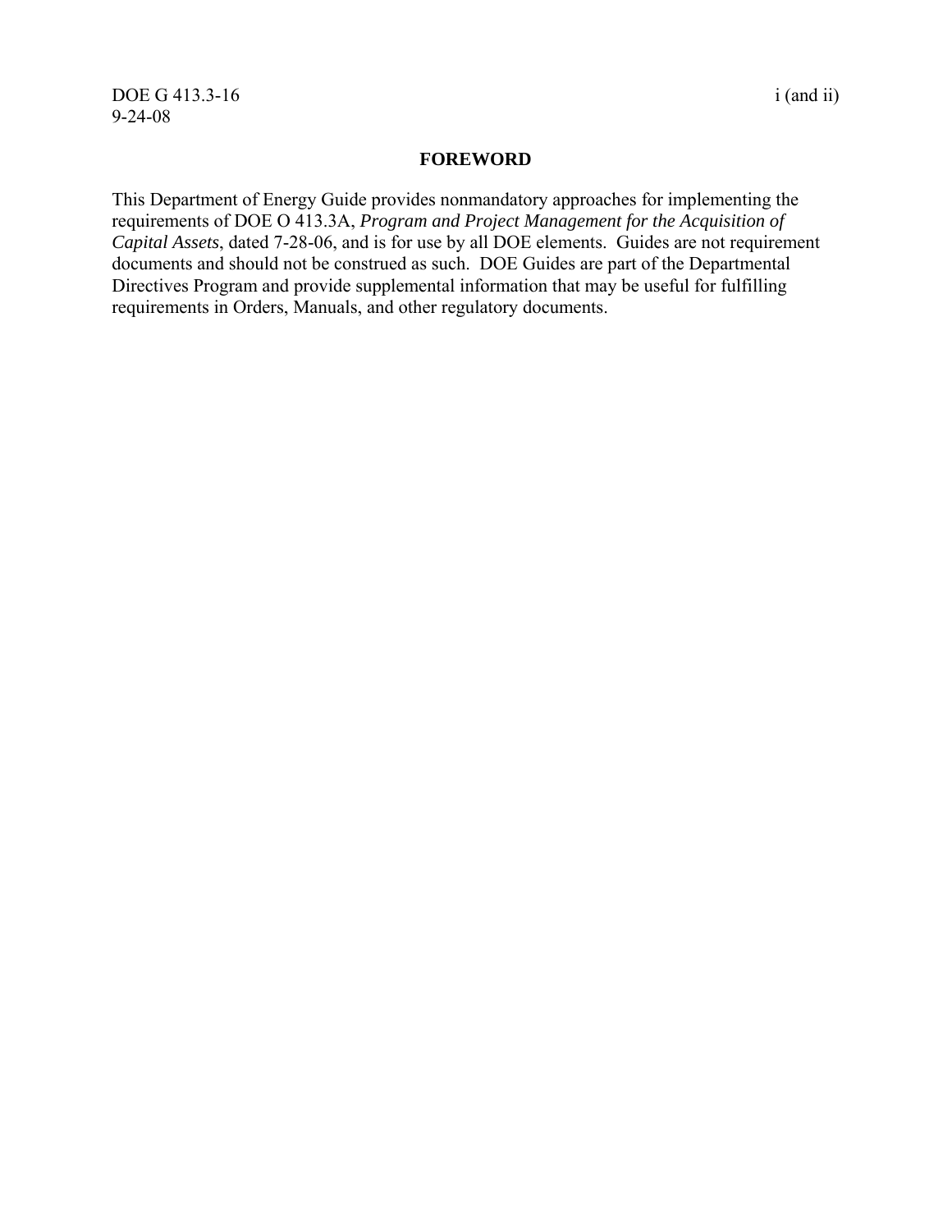## FOREWORD

This Department of Energy Guide provides nonmandatory approaches for implementing the requirements of DOE O 413.3A, *Program and Project Management for the Acquisition of Capital Assets*, dated 7-28-06, and is for use by all DOE elements. Guides are not requirement documents and should not be construed as such. DOE Guides are part of the Departmental Directives Program and provide supplemental information that may be useful for fulfilling requirements in Orders, Manuals, and other regulatory documents.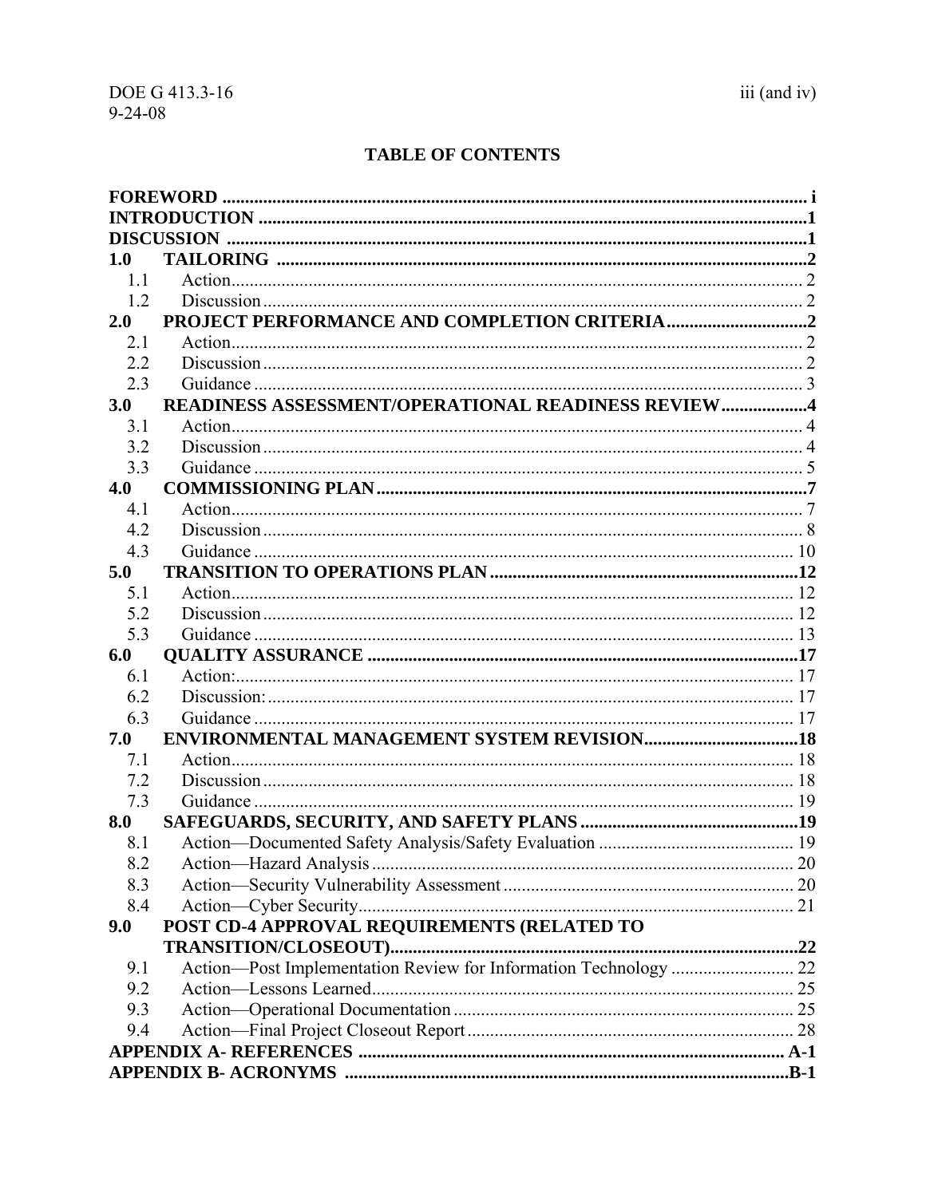# TABLE OF CONTENTS

| | | |
|---|---|---|
| **FOREWORD** | | **i** |
| **INTRODUCTION** | | **1** |
| **DISCUSSION** | | **1** |
| **1.0** | **TAILORING** | **2** |
| 1.1 | Action | 2 |
| 1.2 | Discussion | 2 |
| **2.0** | **PROJECT PERFORMANCE AND COMPLETION CRITERIA** | **2** |
| 2.1 | Action | 2 |
| 2.2 | Discussion | 2 |
| 2.3 | Guidance | 3 |
| **3.0** | **READINESS ASSESSMENT/OPERATIONAL READINESS REVIEW** | **4** |
| 3.1 | Action | 4 |
| 3.2 | Discussion | 4 |
| 3.3 | Guidance | 5 |
| **4.0** | **COMMISSIONING PLAN** | **7** |
| 4.1 | Action | 7 |
| 4.2 | Discussion | 8 |
| 4.3 | Guidance | 10 |
| **5.0** | **TRANSITION TO OPERATIONS PLAN** | **12** |
| 5.1 | Action | 12 |
| 5.2 | Discussion | 12 |
| 5.3 | Guidance | 13 |
| **6.0** | **QUALITY ASSURANCE** | **17** |
| 6.1 | Action: | 17 |
| 6.2 | Discussion: | 17 |
| 6.3 | Guidance | 17 |
| **7.0** | **ENVIRONMENTAL MANAGEMENT SYSTEM REVISION** | **18** |
| 7.1 | Action | 18 |
| 7.2 | Discussion | 18 |
| 7.3 | Guidance | 19 |
| **8.0** | **SAFEGUARDS, SECURITY, AND SAFETY PLANS** | **19** |
| 8.1 | Action—Documented Safety Analysis/Safety Evaluation | 19 |
| 8.2 | Action—Hazard Analysis | 20 |
| 8.3 | Action—Security Vulnerability Assessment | 20 |
| 8.4 | Action—Cyber Security | 21 |
| **9.0** | **POST CD-4 APPROVAL REQUIREMENTS (RELATED TO TRANSITION/CLOSEOUT)** | **22** |
| 9.1 | Action—Post Implementation Review for Information Technology | 22 |
| 9.2 | Action—Lessons Learned | 25 |
| 9.3 | Action—Operational Documentation | 25 |
| 9.4 | Action—Final Project Closeout Report | 28 |
| **APPENDIX A- REFERENCES** | | **A-1** |
| **APPENDIX B- ACRONYMS** | | **B-1** |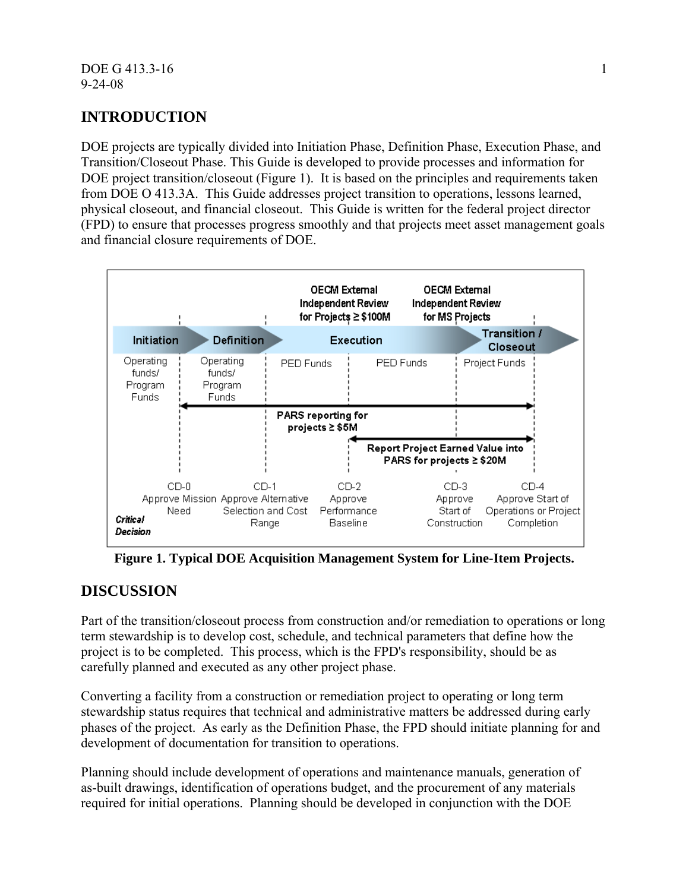# INTRODUCTION

DOE projects are typically divided into Initiation Phase, Definition Phase, Execution Phase, and Transition/Closeout Phase. This Guide is developed to provide processes and information for DOE project transition/closeout (Figure 1). It is based on the principles and requirements taken from DOE O 413.3A. This Guide addresses project transition to operations, lessons learned, physical closeout, and financial closeout. This Guide is written for the federal project director (FPD) to ensure that processes progress smoothly and that projects meet asset management goals and financial closure requirements of DOE.

**Figure 1. Typical DOE Acquisition Management System for Line-Item Projects.**

# DISCUSSION

Part of the transition/closeout process from construction and/or remediation to operations or long term stewardship is to develop cost, schedule, and technical parameters that define how the project is to be completed. This process, which is the FPD's responsibility, should be as carefully planned and executed as any other project phase.

Converting a facility from a construction or remediation project to operating or long term stewardship status requires that technical and administrative matters be addressed during early phases of the project. As early as the Definition Phase, the FPD should initiate planning for and development of documentation for transition to operations.

Planning should include development of operations and maintenance manuals, generation of as-built drawings, identification of operations budget, and the procurement of any materials required for initial operations. Planning should be developed in conjunction with the DOE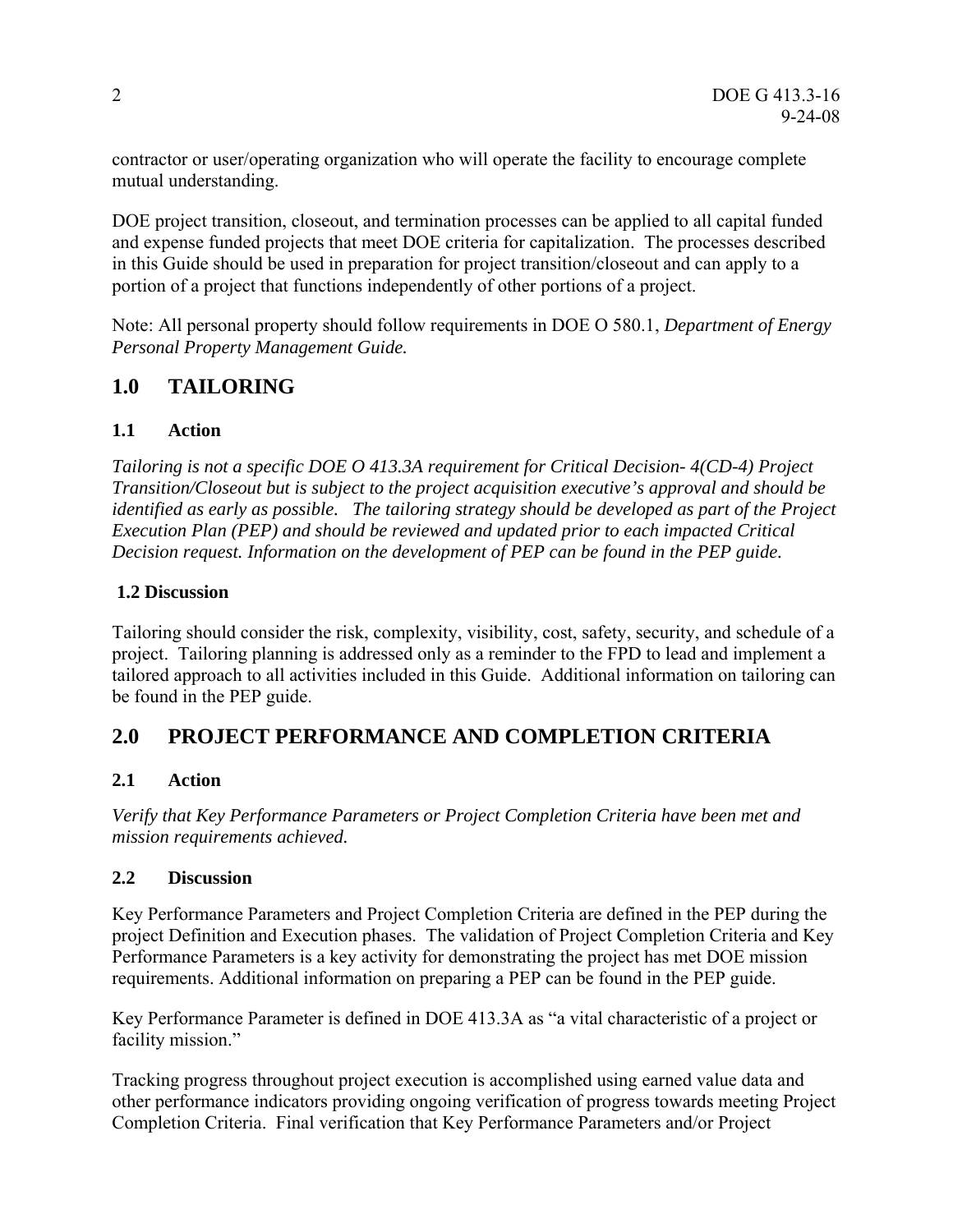contractor or user/operating organization who will operate the facility to encourage complete mutual understanding.

DOE project transition, closeout, and termination processes can be applied to all capital funded and expense funded projects that meet DOE criteria for capitalization. The processes described in this Guide should be used in preparation for project transition/closeout and can apply to a portion of a project that functions independently of other portions of a project.

Note: All personal property should follow requirements in DOE O 580.1, *Department of Energy Personal Property Management Guide.*

## 1.0 TAILORING

### 1.1 Action

*Tailoring is not a specific DOE O 413.3A requirement for Critical Decision- 4(CD-4) Project Transition/Closeout but is subject to the project acquisition executive's approval and should be identified as early as possible. The tailoring strategy should be developed as part of the Project Execution Plan (PEP) and should be reviewed and updated prior to each impacted Critical Decision request. Information on the development of PEP can be found in the PEP guide.*

### 1.2 Discussion

Tailoring should consider the risk, complexity, visibility, cost, safety, security, and schedule of a project. Tailoring planning is addressed only as a reminder to the FPD to lead and implement a tailored approach to all activities included in this Guide. Additional information on tailoring can be found in the PEP guide.

## 2.0 PROJECT PERFORMANCE AND COMPLETION CRITERIA

### 2.1 Action

*Verify that Key Performance Parameters or Project Completion Criteria have been met and mission requirements achieved.*

### 2.2 Discussion

Key Performance Parameters and Project Completion Criteria are defined in the PEP during the project Definition and Execution phases. The validation of Project Completion Criteria and Key Performance Parameters is a key activity for demonstrating the project has met DOE mission requirements. Additional information on preparing a PEP can be found in the PEP guide.

Key Performance Parameter is defined in DOE 413.3A as "a vital characteristic of a project or facility mission."

Tracking progress throughout project execution is accomplished using earned value data and other performance indicators providing ongoing verification of progress towards meeting Project Completion Criteria. Final verification that Key Performance Parameters and/or Project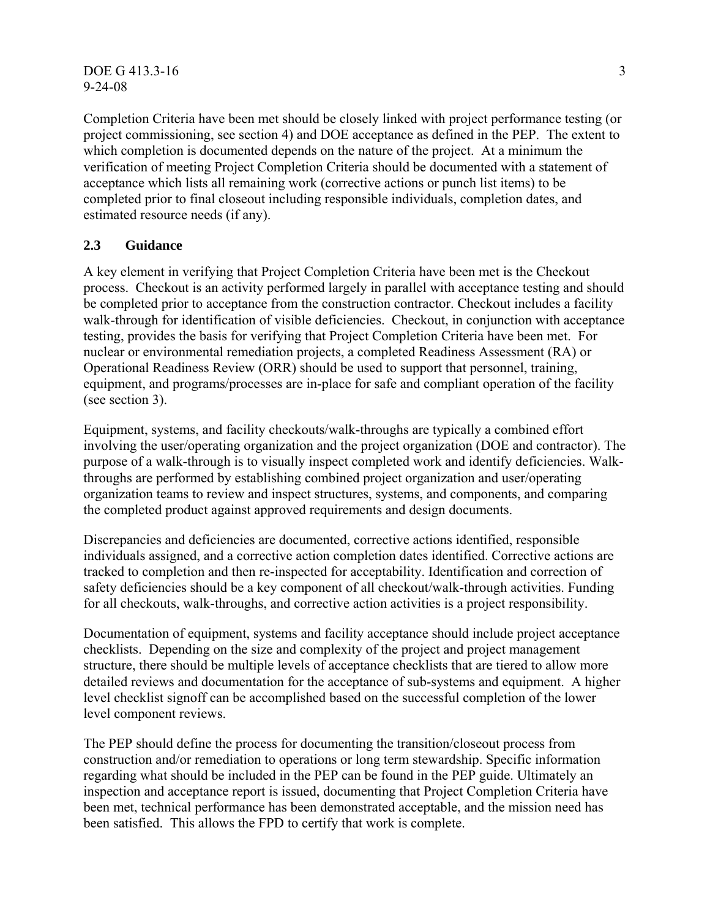Completion Criteria have been met should be closely linked with project performance testing (or project commissioning, see section 4) and DOE acceptance as defined in the PEP. The extent to which completion is documented depends on the nature of the project. At a minimum the verification of meeting Project Completion Criteria should be documented with a statement of acceptance which lists all remaining work (corrective actions or punch list items) to be completed prior to final closeout including responsible individuals, completion dates, and estimated resource needs (if any).

### 2.3 Guidance

A key element in verifying that Project Completion Criteria have been met is the Checkout process. Checkout is an activity performed largely in parallel with acceptance testing and should be completed prior to acceptance from the construction contractor. Checkout includes a facility walk-through for identification of visible deficiencies. Checkout, in conjunction with acceptance testing, provides the basis for verifying that Project Completion Criteria have been met. For nuclear or environmental remediation projects, a completed Readiness Assessment (RA) or Operational Readiness Review (ORR) should be used to support that personnel, training, equipment, and programs/processes are in-place for safe and compliant operation of the facility (see section 3).

Equipment, systems, and facility checkouts/walk-throughs are typically a combined effort involving the user/operating organization and the project organization (DOE and contractor). The purpose of a walk-through is to visually inspect completed work and identify deficiencies. Walk-throughs are performed by establishing combined project organization and user/operating organization teams to review and inspect structures, systems, and components, and comparing the completed product against approved requirements and design documents.

Discrepancies and deficiencies are documented, corrective actions identified, responsible individuals assigned, and a corrective action completion dates identified. Corrective actions are tracked to completion and then re-inspected for acceptability. Identification and correction of safety deficiencies should be a key component of all checkout/walk-through activities. Funding for all checkouts, walk-throughs, and corrective action activities is a project responsibility.

Documentation of equipment, systems and facility acceptance should include project acceptance checklists. Depending on the size and complexity of the project and project management structure, there should be multiple levels of acceptance checklists that are tiered to allow more detailed reviews and documentation for the acceptance of sub-systems and equipment. A higher level checklist signoff can be accomplished based on the successful completion of the lower level component reviews.

The PEP should define the process for documenting the transition/closeout process from construction and/or remediation to operations or long term stewardship. Specific information regarding what should be included in the PEP can be found in the PEP guide. Ultimately an inspection and acceptance report is issued, documenting that Project Completion Criteria have been met, technical performance has been demonstrated acceptable, and the mission need has been satisfied. This allows the FPD to certify that work is complete.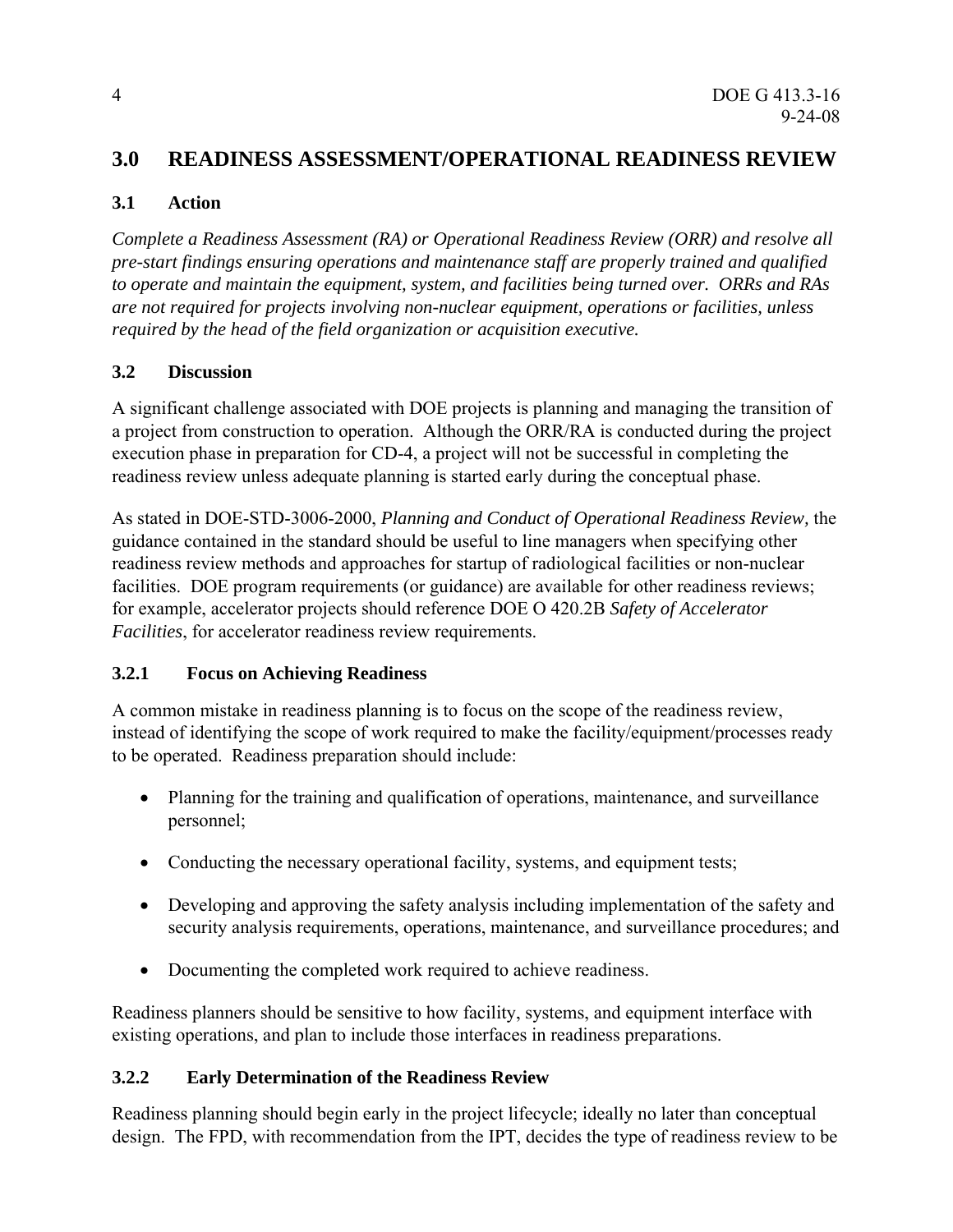## 3.0 READINESS ASSESSMENT/OPERATIONAL READINESS REVIEW

### 3.1 Action

*Complete a Readiness Assessment (RA) or Operational Readiness Review (ORR) and resolve all pre-start findings ensuring operations and maintenance staff are properly trained and qualified to operate and maintain the equipment, system, and facilities being turned over. ORRs and RAs are not required for projects involving non-nuclear equipment, operations or facilities, unless required by the head of the field organization or acquisition executive.*

### 3.2 Discussion

A significant challenge associated with DOE projects is planning and managing the transition of a project from construction to operation. Although the ORR/RA is conducted during the project execution phase in preparation for CD-4, a project will not be successful in completing the readiness review unless adequate planning is started early during the conceptual phase.

As stated in DOE-STD-3006-2000, *Planning and Conduct of Operational Readiness Review*, the guidance contained in the standard should be useful to line managers when specifying other readiness review methods and approaches for startup of radiological facilities or non-nuclear facilities. DOE program requirements (or guidance) are available for other readiness reviews; for example, accelerator projects should reference DOE O 420.2B *Safety of Accelerator Facilities*, for accelerator readiness review requirements.

#### 3.2.1 Focus on Achieving Readiness

A common mistake in readiness planning is to focus on the scope of the readiness review, instead of identifying the scope of work required to make the facility/equipment/processes ready to be operated. Readiness preparation should include:

- Planning for the training and qualification of operations, maintenance, and surveillance personnel;
- Conducting the necessary operational facility, systems, and equipment tests;
- Developing and approving the safety analysis including implementation of the safety and security analysis requirements, operations, maintenance, and surveillance procedures; and
- Documenting the completed work required to achieve readiness.

Readiness planners should be sensitive to how facility, systems, and equipment interface with existing operations, and plan to include those interfaces in readiness preparations.

#### 3.2.2 Early Determination of the Readiness Review

Readiness planning should begin early in the project lifecycle; ideally no later than conceptual design. The FPD, with recommendation from the IPT, decides the type of readiness review to be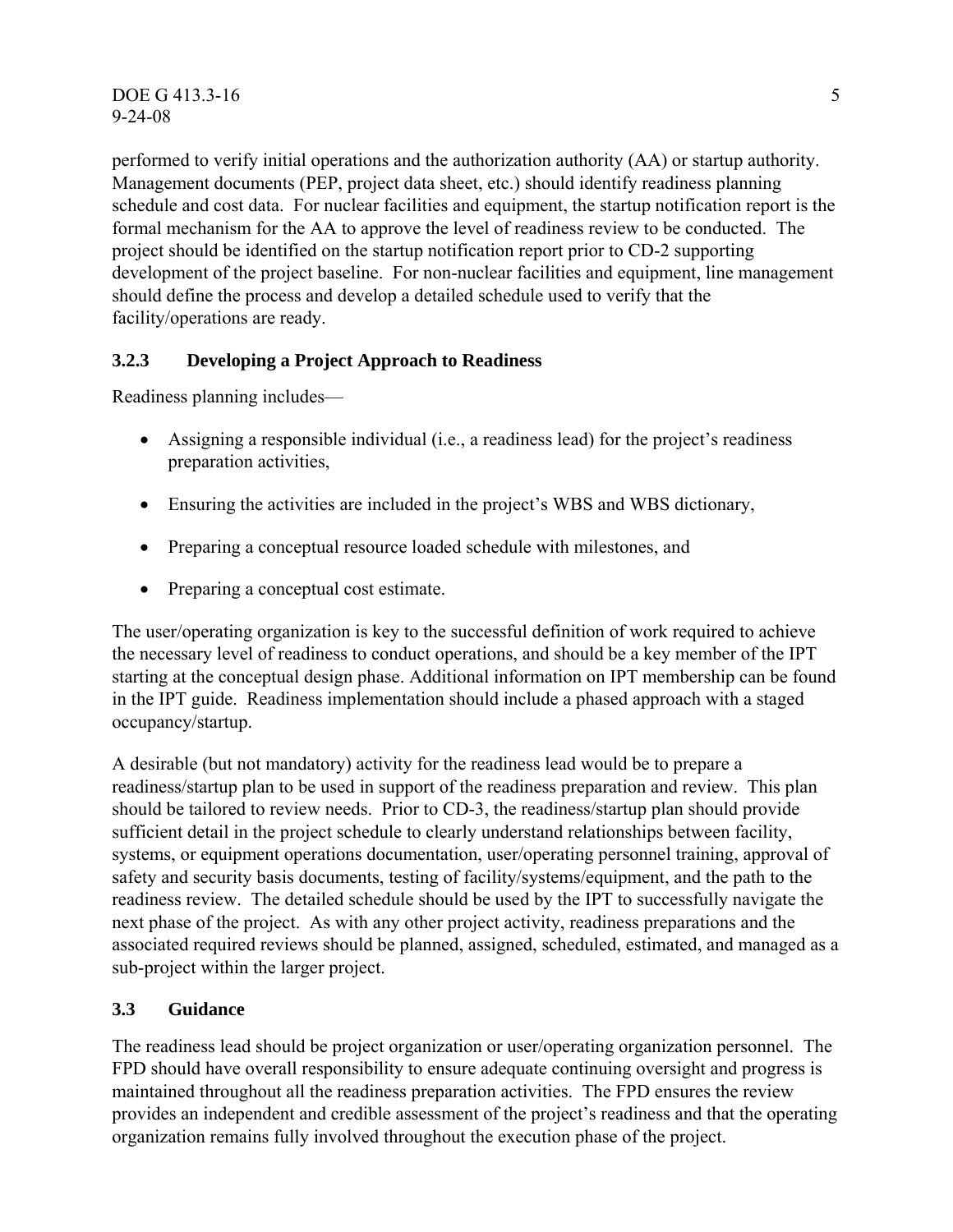performed to verify initial operations and the authorization authority (AA) or startup authority. Management documents (PEP, project data sheet, etc.) should identify readiness planning schedule and cost data. For nuclear facilities and equipment, the startup notification report is the formal mechanism for the AA to approve the level of readiness review to be conducted. The project should be identified on the startup notification report prior to CD-2 supporting development of the project baseline. For non-nuclear facilities and equipment, line management should define the process and develop a detailed schedule used to verify that the facility/operations are ready.

### 3.2.3 Developing a Project Approach to Readiness

Readiness planning includes—

- Assigning a responsible individual (i.e., a readiness lead) for the project's readiness preparation activities,
- Ensuring the activities are included in the project's WBS and WBS dictionary,
- Preparing a conceptual resource loaded schedule with milestones, and
- Preparing a conceptual cost estimate.

The user/operating organization is key to the successful definition of work required to achieve the necessary level of readiness to conduct operations, and should be a key member of the IPT starting at the conceptual design phase. Additional information on IPT membership can be found in the IPT guide. Readiness implementation should include a phased approach with a staged occupancy/startup.

A desirable (but not mandatory) activity for the readiness lead would be to prepare a readiness/startup plan to be used in support of the readiness preparation and review. This plan should be tailored to review needs. Prior to CD-3, the readiness/startup plan should provide sufficient detail in the project schedule to clearly understand relationships between facility, systems, or equipment operations documentation, user/operating personnel training, approval of safety and security basis documents, testing of facility/systems/equipment, and the path to the readiness review. The detailed schedule should be used by the IPT to successfully navigate the next phase of the project. As with any other project activity, readiness preparations and the associated required reviews should be planned, assigned, scheduled, estimated, and managed as a sub-project within the larger project.

## 3.3 Guidance

The readiness lead should be project organization or user/operating organization personnel. The FPD should have overall responsibility to ensure adequate continuing oversight and progress is maintained throughout all the readiness preparation activities. The FPD ensures the review provides an independent and credible assessment of the project's readiness and that the operating organization remains fully involved throughout the execution phase of the project.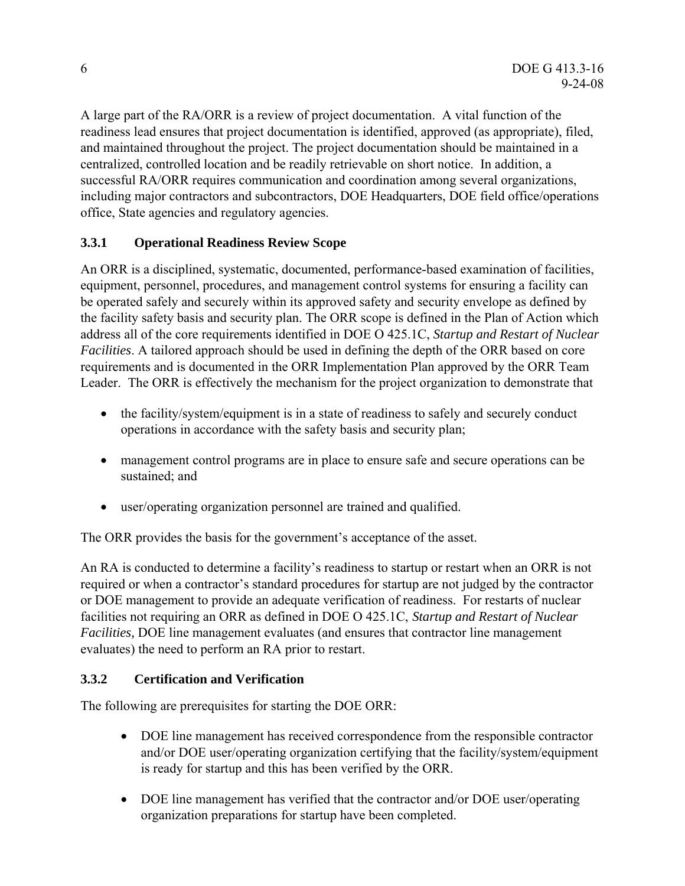A large part of the RA/ORR is a review of project documentation. A vital function of the readiness lead ensures that project documentation is identified, approved (as appropriate), filed, and maintained throughout the project. The project documentation should be maintained in a centralized, controlled location and be readily retrievable on short notice. In addition, a successful RA/ORR requires communication and coordination among several organizations, including major contractors and subcontractors, DOE Headquarters, DOE field office/operations office, State agencies and regulatory agencies.

### 3.3.1 Operational Readiness Review Scope

An ORR is a disciplined, systematic, documented, performance-based examination of facilities, equipment, personnel, procedures, and management control systems for ensuring a facility can be operated safely and securely within its approved safety and security envelope as defined by the facility safety basis and security plan. The ORR scope is defined in the Plan of Action which address all of the core requirements identified in DOE O 425.1C, *Startup and Restart of Nuclear Facilities*. A tailored approach should be used in defining the depth of the ORR based on core requirements and is documented in the ORR Implementation Plan approved by the ORR Team Leader. The ORR is effectively the mechanism for the project organization to demonstrate that

- the facility/system/equipment is in a state of readiness to safely and securely conduct operations in accordance with the safety basis and security plan;
- management control programs are in place to ensure safe and secure operations can be sustained; and
- user/operating organization personnel are trained and qualified.

The ORR provides the basis for the government's acceptance of the asset.

An RA is conducted to determine a facility's readiness to startup or restart when an ORR is not required or when a contractor's standard procedures for startup are not judged by the contractor or DOE management to provide an adequate verification of readiness. For restarts of nuclear facilities not requiring an ORR as defined in DOE O 425.1C, *Startup and Restart of Nuclear Facilities,* DOE line management evaluates (and ensures that contractor line management evaluates) the need to perform an RA prior to restart.

### 3.3.2 Certification and Verification

The following are prerequisites for starting the DOE ORR:

- DOE line management has received correspondence from the responsible contractor and/or DOE user/operating organization certifying that the facility/system/equipment is ready for startup and this has been verified by the ORR.
- DOE line management has verified that the contractor and/or DOE user/operating organization preparations for startup have been completed.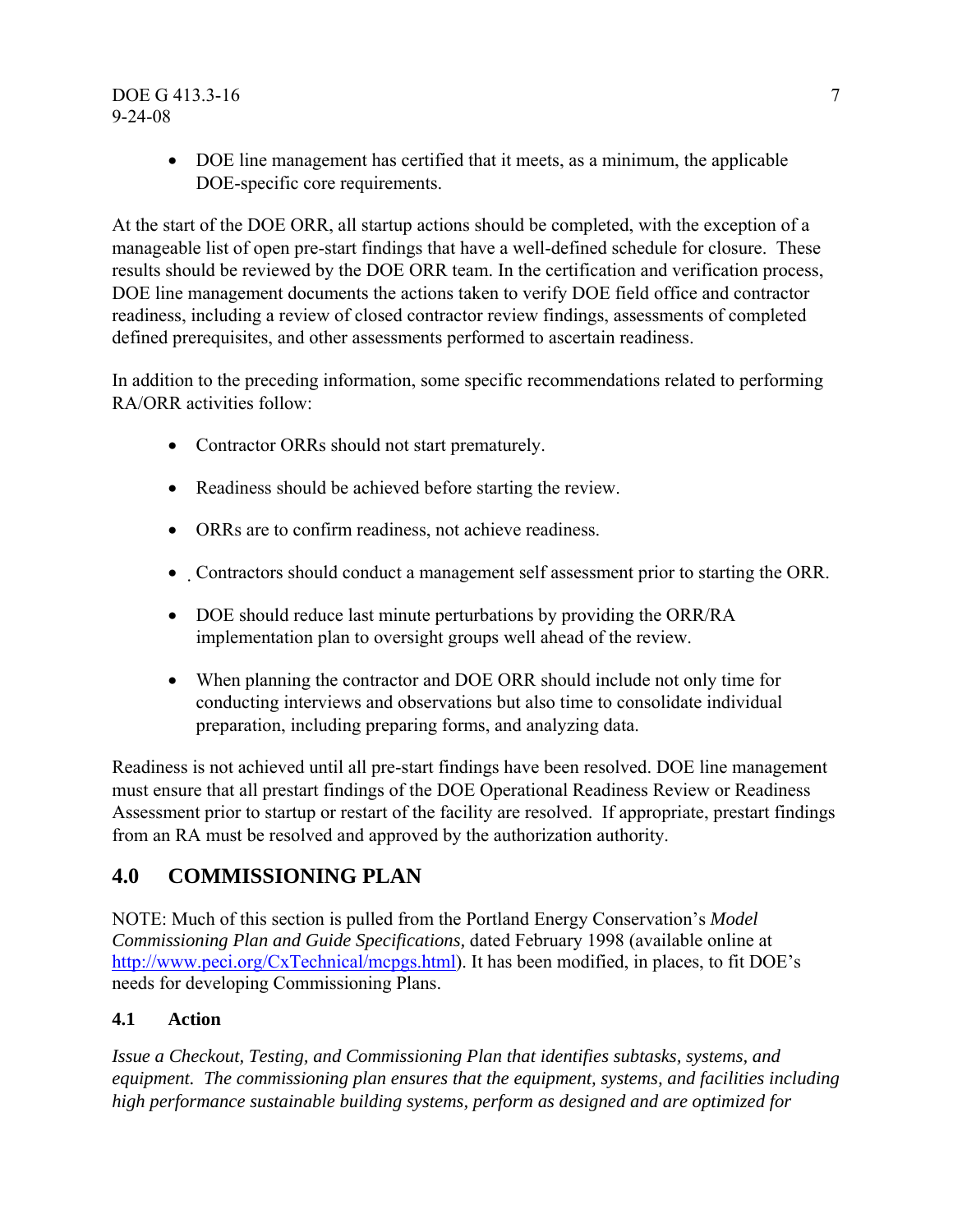- DOE line management has certified that it meets, as a minimum, the applicable DOE-specific core requirements.

At the start of the DOE ORR, all startup actions should be completed, with the exception of a manageable list of open pre-start findings that have a well-defined schedule for closure. These results should be reviewed by the DOE ORR team. In the certification and verification process, DOE line management documents the actions taken to verify DOE field office and contractor readiness, including a review of closed contractor review findings, assessments of completed defined prerequisites, and other assessments performed to ascertain readiness.

In addition to the preceding information, some specific recommendations related to performing RA/ORR activities follow:

- Contractor ORRs should not start prematurely.
- Readiness should be achieved before starting the review.
- ORRs are to confirm readiness, not achieve readiness.
- Contractors should conduct a management self assessment prior to starting the ORR.
- DOE should reduce last minute perturbations by providing the ORR/RA implementation plan to oversight groups well ahead of the review.
- When planning the contractor and DOE ORR should include not only time for conducting interviews and observations but also time to consolidate individual preparation, including preparing forms, and analyzing data.

Readiness is not achieved until all pre-start findings have been resolved. DOE line management must ensure that all prestart findings of the DOE Operational Readiness Review or Readiness Assessment prior to startup or restart of the facility are resolved. If appropriate, prestart findings from an RA must be resolved and approved by the authorization authority.

## 4.0 COMMISSIONING PLAN

NOTE: Much of this section is pulled from the Portland Energy Conservation's *Model Commissioning Plan and Guide Specifications,* dated February 1998 (available online at http://www.peci.org/CxTechnical/mcpgs.html). It has been modified, in places, to fit DOE's needs for developing Commissioning Plans.

### 4.1 Action

*Issue a Checkout, Testing, and Commissioning Plan that identifies subtasks, systems, and equipment. The commissioning plan ensures that the equipment, systems, and facilities including high performance sustainable building systems, perform as designed and are optimized for*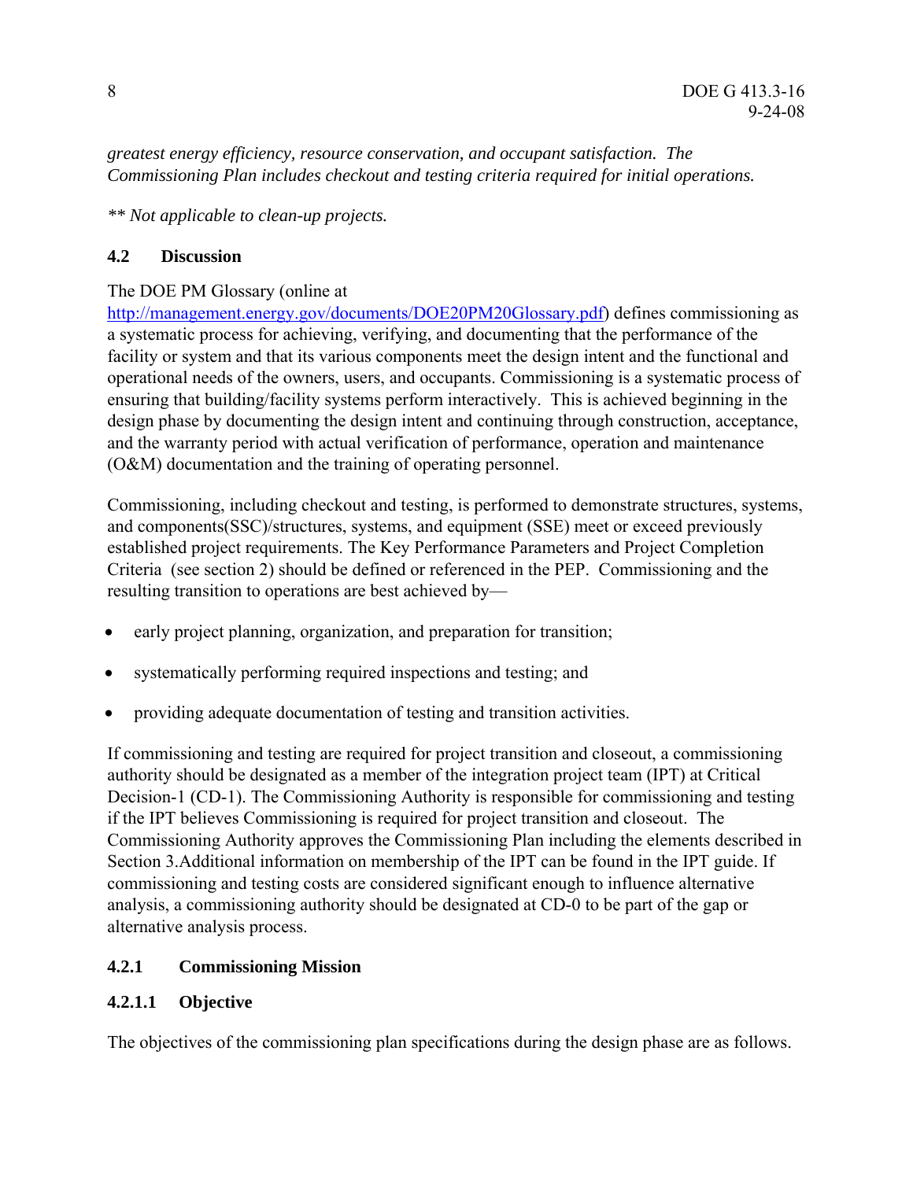*greatest energy efficiency, resource conservation, and occupant satisfaction. The Commissioning Plan includes checkout and testing criteria required for initial operations.*

*** Not applicable to clean-up projects.*

## 4.2 Discussion

The DOE PM Glossary (online at http://management.energy.gov/documents/DOE20PM20Glossary.pdf) defines commissioning as a systematic process for achieving, verifying, and documenting that the performance of the facility or system and that its various components meet the design intent and the functional and operational needs of the owners, users, and occupants. Commissioning is a systematic process of ensuring that building/facility systems perform interactively. This is achieved beginning in the design phase by documenting the design intent and continuing through construction, acceptance, and the warranty period with actual verification of performance, operation and maintenance (O&M) documentation and the training of operating personnel.

Commissioning, including checkout and testing, is performed to demonstrate structures, systems, and components(SSC)/structures, systems, and equipment (SSE) meet or exceed previously established project requirements. The Key Performance Parameters and Project Completion Criteria (see section 2) should be defined or referenced in the PEP. Commissioning and the resulting transition to operations are best achieved by—

- early project planning, organization, and preparation for transition;
- systematically performing required inspections and testing; and
- providing adequate documentation of testing and transition activities.

If commissioning and testing are required for project transition and closeout, a commissioning authority should be designated as a member of the integration project team (IPT) at Critical Decision-1 (CD-1). The Commissioning Authority is responsible for commissioning and testing if the IPT believes Commissioning is required for project transition and closeout. The Commissioning Authority approves the Commissioning Plan including the elements described in Section 3.Additional information on membership of the IPT can be found in the IPT guide. If commissioning and testing costs are considered significant enough to influence alternative analysis, a commissioning authority should be designated at CD-0 to be part of the gap or alternative analysis process.

### 4.2.1 Commissioning Mission

#### 4.2.1.1 Objective

The objectives of the commissioning plan specifications during the design phase are as follows.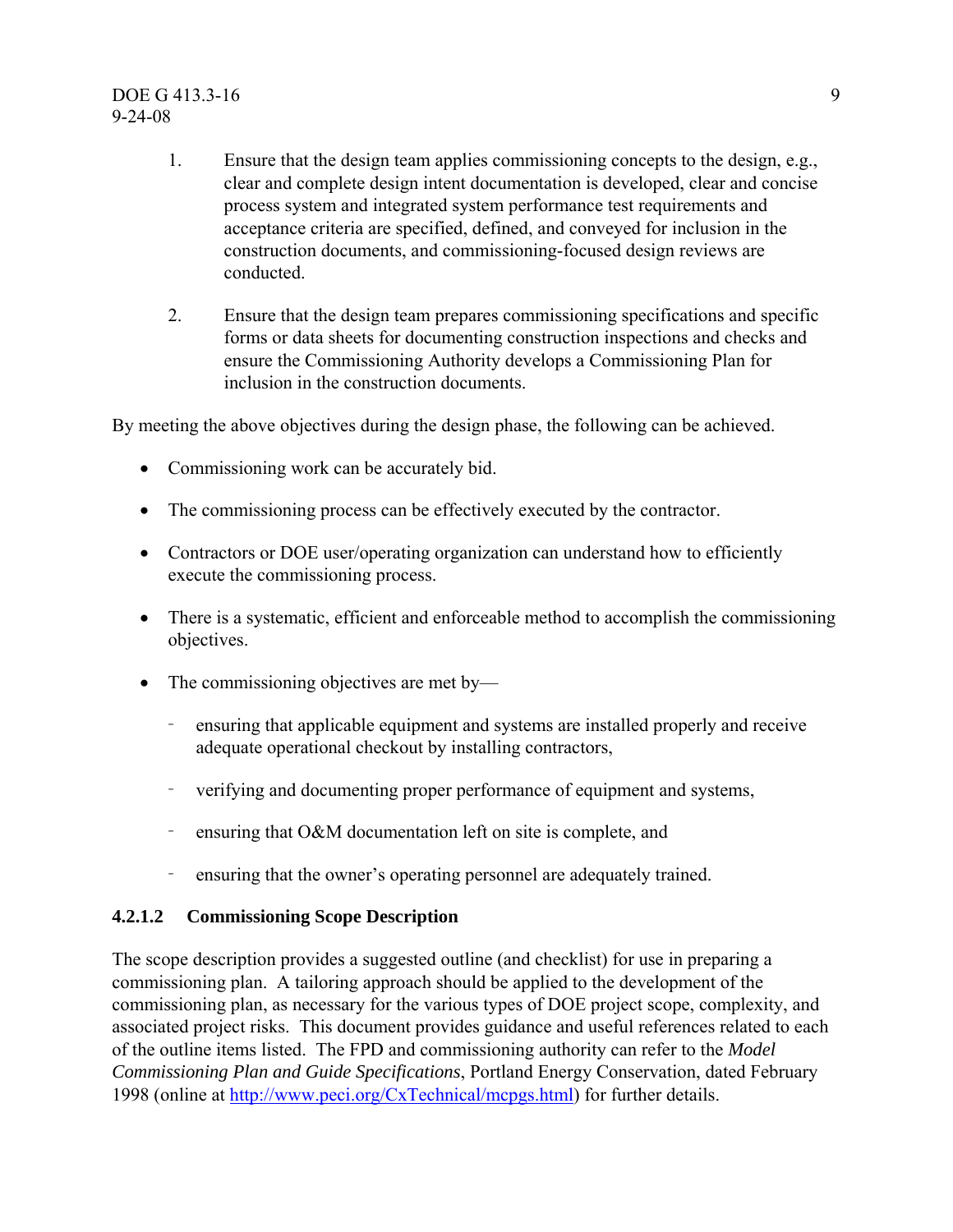1. Ensure that the design team applies commissioning concepts to the design, e.g., clear and complete design intent documentation is developed, clear and concise process system and integrated system performance test requirements and acceptance criteria are specified, defined, and conveyed for inclusion in the construction documents, and commissioning-focused design reviews are conducted.

2. Ensure that the design team prepares commissioning specifications and specific forms or data sheets for documenting construction inspections and checks and ensure the Commissioning Authority develops a Commissioning Plan for inclusion in the construction documents.

By meeting the above objectives during the design phase, the following can be achieved.

- Commissioning work can be accurately bid.
- The commissioning process can be effectively executed by the contractor.
- Contractors or DOE user/operating organization can understand how to efficiently execute the commissioning process.
- There is a systematic, efficient and enforceable method to accomplish the commissioning objectives.
- The commissioning objectives are met by—
  - ensuring that applicable equipment and systems are installed properly and receive adequate operational checkout by installing contractors,
  - verifying and documenting proper performance of equipment and systems,
  - ensuring that O&M documentation left on site is complete, and
  - ensuring that the owner's operating personnel are adequately trained.

#### 4.2.1.2 Commissioning Scope Description

The scope description provides a suggested outline (and checklist) for use in preparing a commissioning plan. A tailoring approach should be applied to the development of the commissioning plan, as necessary for the various types of DOE project scope, complexity, and associated project risks. This document provides guidance and useful references related to each of the outline items listed. The FPD and commissioning authority can refer to the *Model Commissioning Plan and Guide Specifications*, Portland Energy Conservation, dated February 1998 (online at http://www.peci.org/CxTechnical/mcpgs.html) for further details.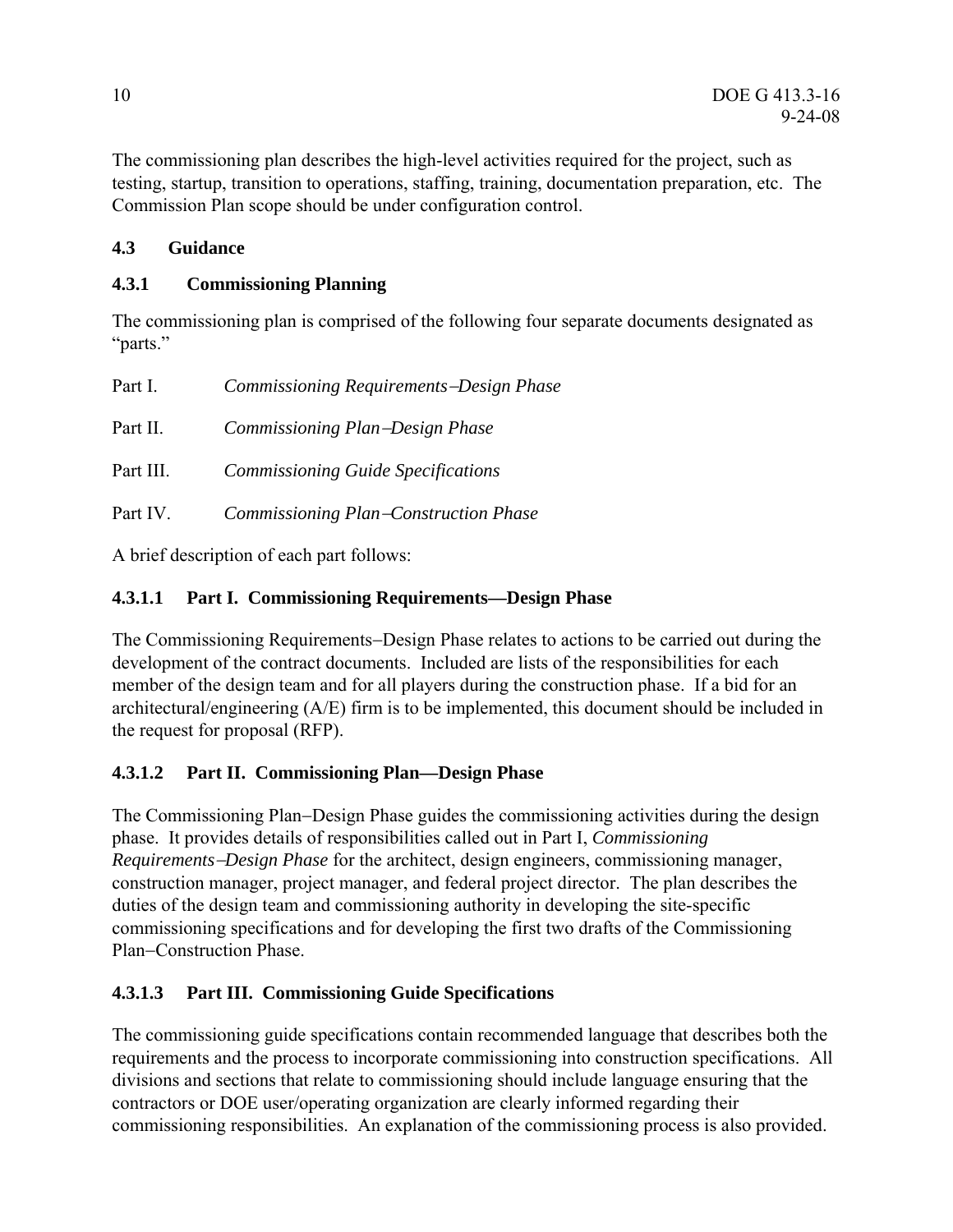The commissioning plan describes the high-level activities required for the project, such as testing, startup, transition to operations, staffing, training, documentation preparation, etc. The Commission Plan scope should be under configuration control.

## 4.3 Guidance

### 4.3.1 Commissioning Planning

The commissioning plan is comprised of the following four separate documents designated as "parts."

Part I. *Commissioning Requirements–Design Phase*

Part II. *Commissioning Plan–Design Phase*

Part III. *Commissioning Guide Specifications*

Part IV. *Commissioning Plan–Construction Phase*

A brief description of each part follows:

#### 4.3.1.1 Part I. Commissioning Requirements—Design Phase

The Commissioning Requirements–Design Phase relates to actions to be carried out during the development of the contract documents. Included are lists of the responsibilities for each member of the design team and for all players during the construction phase. If a bid for an architectural/engineering (A/E) firm is to be implemented, this document should be included in the request for proposal (RFP).

#### 4.3.1.2 Part II. Commissioning Plan—Design Phase

The Commissioning Plan–Design Phase guides the commissioning activities during the design phase. It provides details of responsibilities called out in Part I, *Commissioning Requirements–Design Phase* for the architect, design engineers, commissioning manager, construction manager, project manager, and federal project director. The plan describes the duties of the design team and commissioning authority in developing the site-specific commissioning specifications and for developing the first two drafts of the Commissioning Plan–Construction Phase.

#### 4.3.1.3 Part III. Commissioning Guide Specifications

The commissioning guide specifications contain recommended language that describes both the requirements and the process to incorporate commissioning into construction specifications. All divisions and sections that relate to commissioning should include language ensuring that the contractors or DOE user/operating organization are clearly informed regarding their commissioning responsibilities. An explanation of the commissioning process is also provided.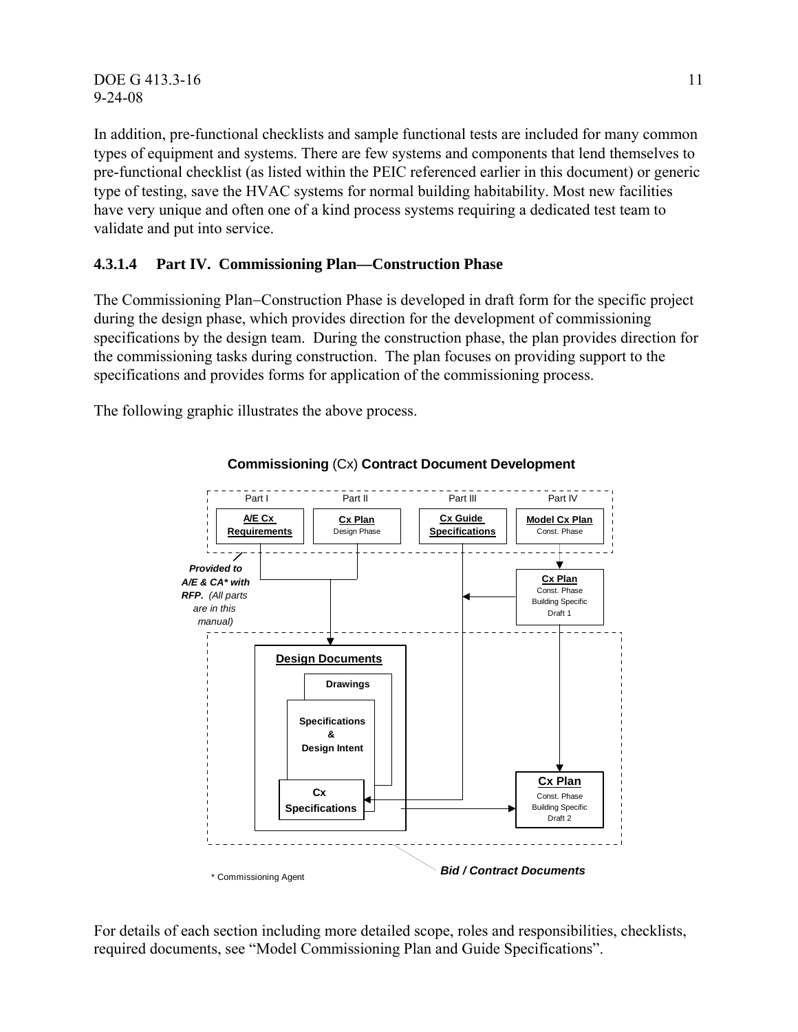In addition, pre-functional checklists and sample functional tests are included for many common types of equipment and systems. There are few systems and components that lend themselves to pre-functional checklist (as listed within the PEIC referenced earlier in this document) or generic type of testing, save the HVAC systems for normal building habitability. Most new facilities have very unique and often one of a kind process systems requiring a dedicated test team to validate and put into service.

#### 4.3.1.4 Part IV. Commissioning Plan—Construction Phase

The Commissioning Plan−Construction Phase is developed in draft form for the specific project during the design phase, which provides direction for the development of commissioning specifications by the design team. During the construction phase, the plan provides direction for the commissioning tasks during construction. The plan focuses on providing support to the specifications and provides forms for application of the commissioning process.

The following graphic illustrates the above process.

**Commissioning** (Cx) **Contract Document Development**

Part I: **A/E Cx Requirements**
Part II: **Cx Plan** Design Phase
Part III: **Cx Guide Specifications**
Part IV: **Model Cx Plan** Const. Phase

***Provided to A/E & CA\* with RFP.*** *(All parts are in this manual)*

**Cx Plan** Const. Phase Building Specific Draft 1

**Design Documents**: **Drawings**; **Specifications & Design Intent**; **Cx Specifications**

**Cx Plan** Const. Phase Building Specific Draft 2

***Bid / Contract Documents***

\* Commissioning Agent

For details of each section including more detailed scope, roles and responsibilities, checklists, required documents, see "Model Commissioning Plan and Guide Specifications".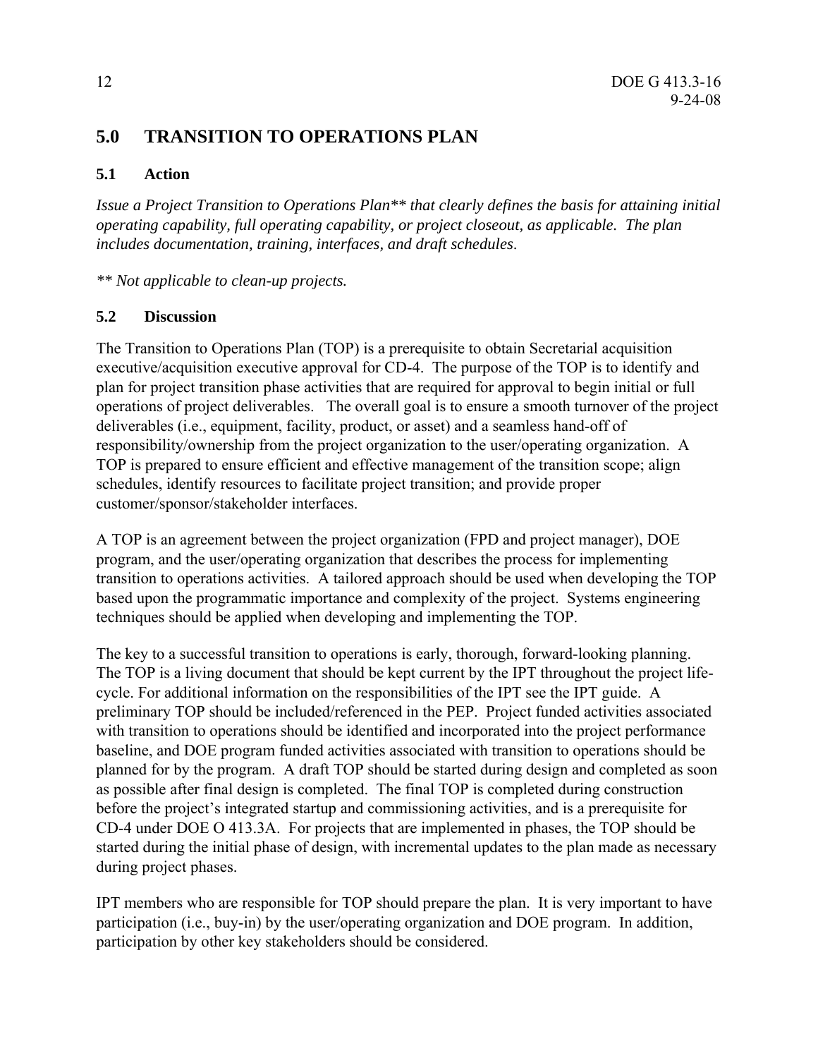# 5.0 TRANSITION TO OPERATIONS PLAN

## 5.1 Action

*Issue a Project Transition to Operations Plan** that clearly defines the basis for attaining initial operating capability, full operating capability, or project closeout, as applicable. The plan includes documentation, training, interfaces, and draft schedules.*

*** Not applicable to clean-up projects.*

## 5.2 Discussion

The Transition to Operations Plan (TOP) is a prerequisite to obtain Secretarial acquisition executive/acquisition executive approval for CD-4. The purpose of the TOP is to identify and plan for project transition phase activities that are required for approval to begin initial or full operations of project deliverables. The overall goal is to ensure a smooth turnover of the project deliverables (i.e., equipment, facility, product, or asset) and a seamless hand-off of responsibility/ownership from the project organization to the user/operating organization. A TOP is prepared to ensure efficient and effective management of the transition scope; align schedules, identify resources to facilitate project transition; and provide proper customer/sponsor/stakeholder interfaces.

A TOP is an agreement between the project organization (FPD and project manager), DOE program, and the user/operating organization that describes the process for implementing transition to operations activities. A tailored approach should be used when developing the TOP based upon the programmatic importance and complexity of the project. Systems engineering techniques should be applied when developing and implementing the TOP.

The key to a successful transition to operations is early, thorough, forward-looking planning. The TOP is a living document that should be kept current by the IPT throughout the project life-cycle. For additional information on the responsibilities of the IPT see the IPT guide. A preliminary TOP should be included/referenced in the PEP. Project funded activities associated with transition to operations should be identified and incorporated into the project performance baseline, and DOE program funded activities associated with transition to operations should be planned for by the program. A draft TOP should be started during design and completed as soon as possible after final design is completed. The final TOP is completed during construction before the project's integrated startup and commissioning activities, and is a prerequisite for CD-4 under DOE O 413.3A. For projects that are implemented in phases, the TOP should be started during the initial phase of design, with incremental updates to the plan made as necessary during project phases.

IPT members who are responsible for TOP should prepare the plan. It is very important to have participation (i.e., buy-in) by the user/operating organization and DOE program. In addition, participation by other key stakeholders should be considered.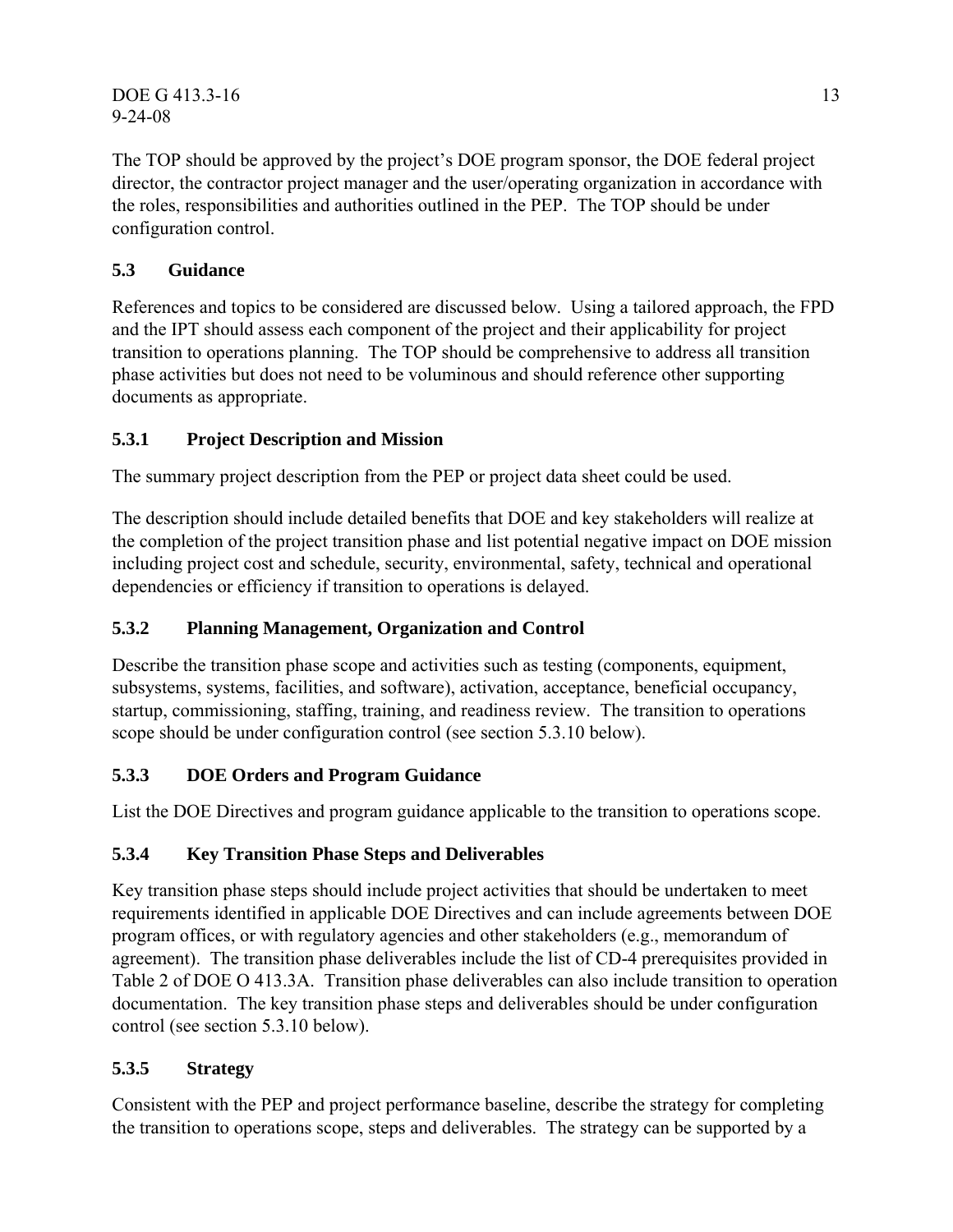The TOP should be approved by the project's DOE program sponsor, the DOE federal project director, the contractor project manager and the user/operating organization in accordance with the roles, responsibilities and authorities outlined in the PEP. The TOP should be under configuration control.

## 5.3 Guidance

References and topics to be considered are discussed below. Using a tailored approach, the FPD and the IPT should assess each component of the project and their applicability for project transition to operations planning. The TOP should be comprehensive to address all transition phase activities but does not need to be voluminous and should reference other supporting documents as appropriate.

### 5.3.1 Project Description and Mission

The summary project description from the PEP or project data sheet could be used.

The description should include detailed benefits that DOE and key stakeholders will realize at the completion of the project transition phase and list potential negative impact on DOE mission including project cost and schedule, security, environmental, safety, technical and operational dependencies or efficiency if transition to operations is delayed.

### 5.3.2 Planning Management, Organization and Control

Describe the transition phase scope and activities such as testing (components, equipment, subsystems, systems, facilities, and software), activation, acceptance, beneficial occupancy, startup, commissioning, staffing, training, and readiness review. The transition to operations scope should be under configuration control (see section 5.3.10 below).

### 5.3.3 DOE Orders and Program Guidance

List the DOE Directives and program guidance applicable to the transition to operations scope.

### 5.3.4 Key Transition Phase Steps and Deliverables

Key transition phase steps should include project activities that should be undertaken to meet requirements identified in applicable DOE Directives and can include agreements between DOE program offices, or with regulatory agencies and other stakeholders (e.g., memorandum of agreement). The transition phase deliverables include the list of CD-4 prerequisites provided in Table 2 of DOE O 413.3A. Transition phase deliverables can also include transition to operation documentation. The key transition phase steps and deliverables should be under configuration control (see section 5.3.10 below).

### 5.3.5 Strategy

Consistent with the PEP and project performance baseline, describe the strategy for completing the transition to operations scope, steps and deliverables. The strategy can be supported by a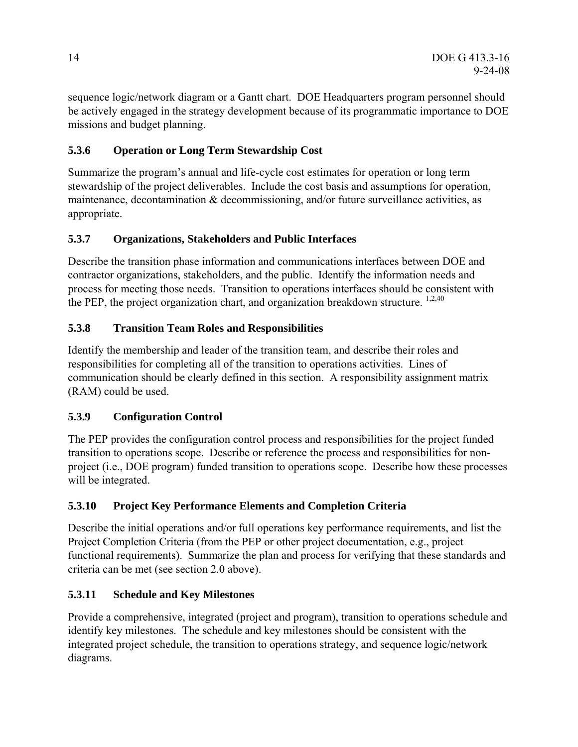sequence logic/network diagram or a Gantt chart. DOE Headquarters program personnel should be actively engaged in the strategy development because of its programmatic importance to DOE missions and budget planning.

### 5.3.6 Operation or Long Term Stewardship Cost

Summarize the program's annual and life-cycle cost estimates for operation or long term stewardship of the project deliverables. Include the cost basis and assumptions for operation, maintenance, decontamination & decommissioning, and/or future surveillance activities, as appropriate.

### 5.3.7 Organizations, Stakeholders and Public Interfaces

Describe the transition phase information and communications interfaces between DOE and contractor organizations, stakeholders, and the public. Identify the information needs and process for meeting those needs. Transition to operations interfaces should be consistent with the PEP, the project organization chart, and organization breakdown structure. [1,2,40]

### 5.3.8 Transition Team Roles and Responsibilities

Identify the membership and leader of the transition team, and describe their roles and responsibilities for completing all of the transition to operations activities. Lines of communication should be clearly defined in this section. A responsibility assignment matrix (RAM) could be used.

### 5.3.9 Configuration Control

The PEP provides the configuration control process and responsibilities for the project funded transition to operations scope. Describe or reference the process and responsibilities for non-project (i.e., DOE program) funded transition to operations scope. Describe how these processes will be integrated.

### 5.3.10 Project Key Performance Elements and Completion Criteria

Describe the initial operations and/or full operations key performance requirements, and list the Project Completion Criteria (from the PEP or other project documentation, e.g., project functional requirements). Summarize the plan and process for verifying that these standards and criteria can be met (see section 2.0 above).

### 5.3.11 Schedule and Key Milestones

Provide a comprehensive, integrated (project and program), transition to operations schedule and identify key milestones. The schedule and key milestones should be consistent with the integrated project schedule, the transition to operations strategy, and sequence logic/network diagrams.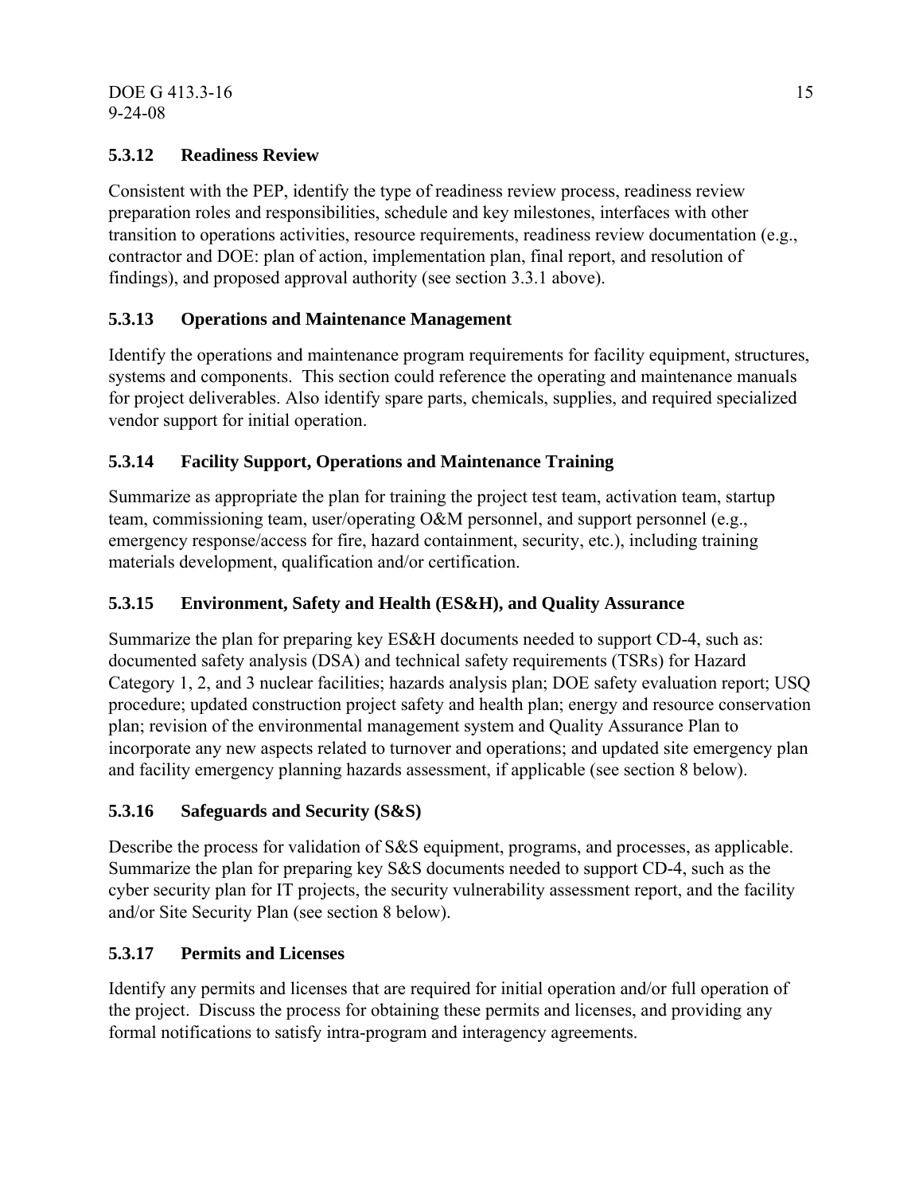### 5.3.12 Readiness Review

Consistent with the PEP, identify the type of readiness review process, readiness review preparation roles and responsibilities, schedule and key milestones, interfaces with other transition to operations activities, resource requirements, readiness review documentation (e.g., contractor and DOE: plan of action, implementation plan, final report, and resolution of findings), and proposed approval authority (see section 3.3.1 above).

### 5.3.13 Operations and Maintenance Management

Identify the operations and maintenance program requirements for facility equipment, structures, systems and components. This section could reference the operating and maintenance manuals for project deliverables. Also identify spare parts, chemicals, supplies, and required specialized vendor support for initial operation.

### 5.3.14 Facility Support, Operations and Maintenance Training

Summarize as appropriate the plan for training the project test team, activation team, startup team, commissioning team, user/operating O&M personnel, and support personnel (e.g., emergency response/access for fire, hazard containment, security, etc.), including training materials development, qualification and/or certification.

### 5.3.15 Environment, Safety and Health (ES&H), and Quality Assurance

Summarize the plan for preparing key ES&H documents needed to support CD-4, such as: documented safety analysis (DSA) and technical safety requirements (TSRs) for Hazard Category 1, 2, and 3 nuclear facilities; hazards analysis plan; DOE safety evaluation report; USQ procedure; updated construction project safety and health plan; energy and resource conservation plan; revision of the environmental management system and Quality Assurance Plan to incorporate any new aspects related to turnover and operations; and updated site emergency plan and facility emergency planning hazards assessment, if applicable (see section 8 below).

### 5.3.16 Safeguards and Security (S&S)

Describe the process for validation of S&S equipment, programs, and processes, as applicable. Summarize the plan for preparing key S&S documents needed to support CD-4, such as the cyber security plan for IT projects, the security vulnerability assessment report, and the facility and/or Site Security Plan (see section 8 below).

### 5.3.17 Permits and Licenses

Identify any permits and licenses that are required for initial operation and/or full operation of the project. Discuss the process for obtaining these permits and licenses, and providing any formal notifications to satisfy intra-program and interagency agreements.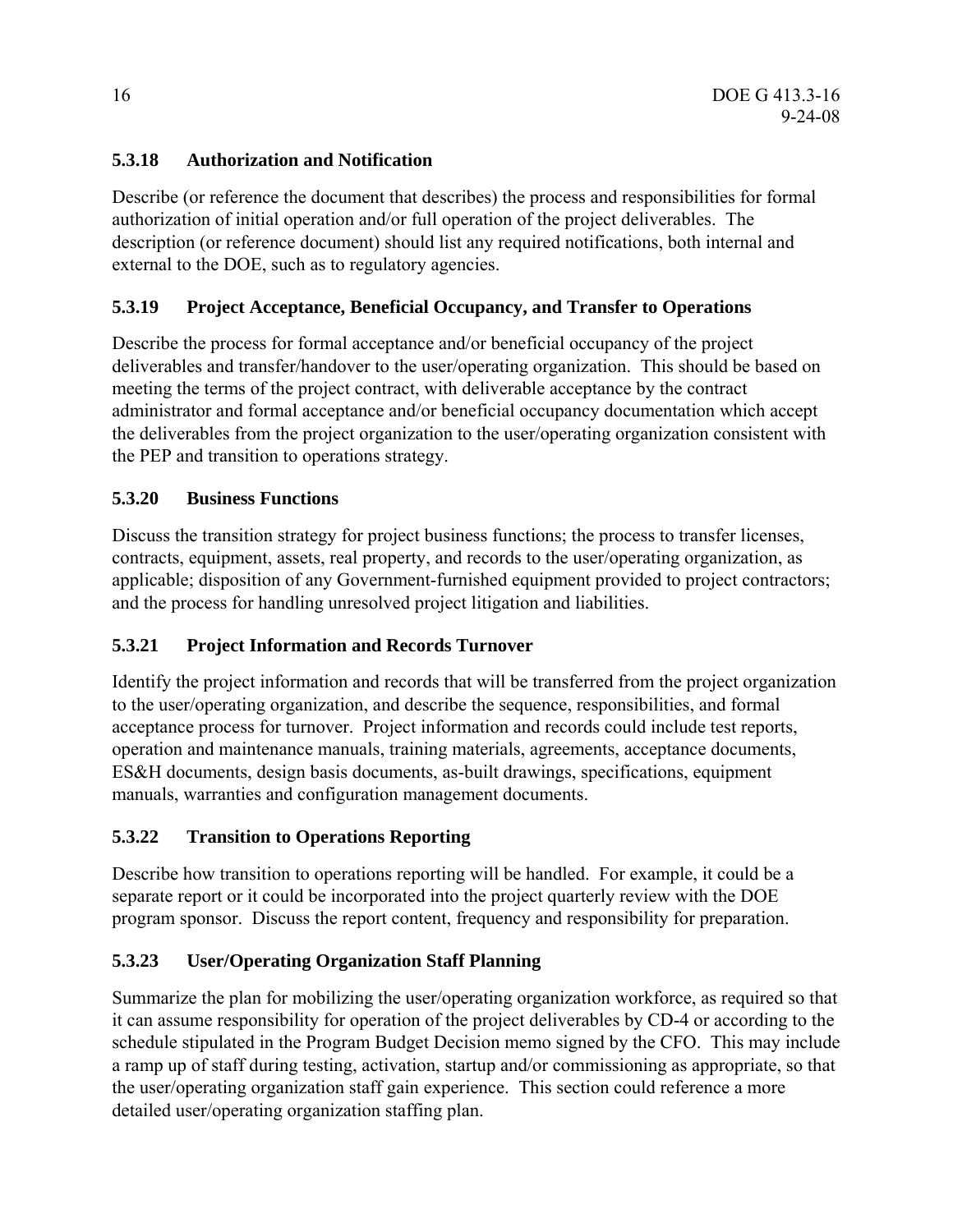### 5.3.18 Authorization and Notification

Describe (or reference the document that describes) the process and responsibilities for formal authorization of initial operation and/or full operation of the project deliverables. The description (or reference document) should list any required notifications, both internal and external to the DOE, such as to regulatory agencies.

### 5.3.19 Project Acceptance, Beneficial Occupancy, and Transfer to Operations

Describe the process for formal acceptance and/or beneficial occupancy of the project deliverables and transfer/handover to the user/operating organization. This should be based on meeting the terms of the project contract, with deliverable acceptance by the contract administrator and formal acceptance and/or beneficial occupancy documentation which accept the deliverables from the project organization to the user/operating organization consistent with the PEP and transition to operations strategy.

### 5.3.20 Business Functions

Discuss the transition strategy for project business functions; the process to transfer licenses, contracts, equipment, assets, real property, and records to the user/operating organization, as applicable; disposition of any Government-furnished equipment provided to project contractors; and the process for handling unresolved project litigation and liabilities.

### 5.3.21 Project Information and Records Turnover

Identify the project information and records that will be transferred from the project organization to the user/operating organization, and describe the sequence, responsibilities, and formal acceptance process for turnover. Project information and records could include test reports, operation and maintenance manuals, training materials, agreements, acceptance documents, ES&H documents, design basis documents, as-built drawings, specifications, equipment manuals, warranties and configuration management documents.

### 5.3.22 Transition to Operations Reporting

Describe how transition to operations reporting will be handled. For example, it could be a separate report or it could be incorporated into the project quarterly review with the DOE program sponsor. Discuss the report content, frequency and responsibility for preparation.

### 5.3.23 User/Operating Organization Staff Planning

Summarize the plan for mobilizing the user/operating organization workforce, as required so that it can assume responsibility for operation of the project deliverables by CD-4 or according to the schedule stipulated in the Program Budget Decision memo signed by the CFO. This may include a ramp up of staff during testing, activation, startup and/or commissioning as appropriate, so that the user/operating organization staff gain experience. This section could reference a more detailed user/operating organization staffing plan.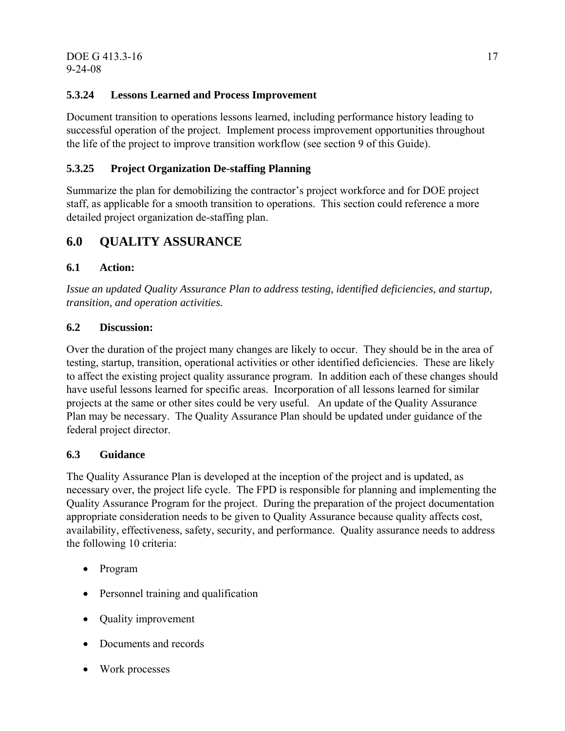### 5.3.24 Lessons Learned and Process Improvement

Document transition to operations lessons learned, including performance history leading to successful operation of the project. Implement process improvement opportunities throughout the life of the project to improve transition workflow (see section 9 of this Guide).

### 5.3.25 Project Organization De-staffing Planning

Summarize the plan for demobilizing the contractor's project workforce and for DOE project staff, as applicable for a smooth transition to operations. This section could reference a more detailed project organization de-staffing plan.

## 6.0 QUALITY ASSURANCE

### 6.1 Action:

*Issue an updated Quality Assurance Plan to address testing, identified deficiencies, and startup, transition, and operation activities.*

### 6.2 Discussion:

Over the duration of the project many changes are likely to occur. They should be in the area of testing, startup, transition, operational activities or other identified deficiencies. These are likely to affect the existing project quality assurance program. In addition each of these changes should have useful lessons learned for specific areas. Incorporation of all lessons learned for similar projects at the same or other sites could be very useful. An update of the Quality Assurance Plan may be necessary. The Quality Assurance Plan should be updated under guidance of the federal project director.

### 6.3 Guidance

The Quality Assurance Plan is developed at the inception of the project and is updated, as necessary over, the project life cycle. The FPD is responsible for planning and implementing the Quality Assurance Program for the project. During the preparation of the project documentation appropriate consideration needs to be given to Quality Assurance because quality affects cost, availability, effectiveness, safety, security, and performance. Quality assurance needs to address the following 10 criteria:

- Program
- Personnel training and qualification
- Quality improvement
- Documents and records
- Work processes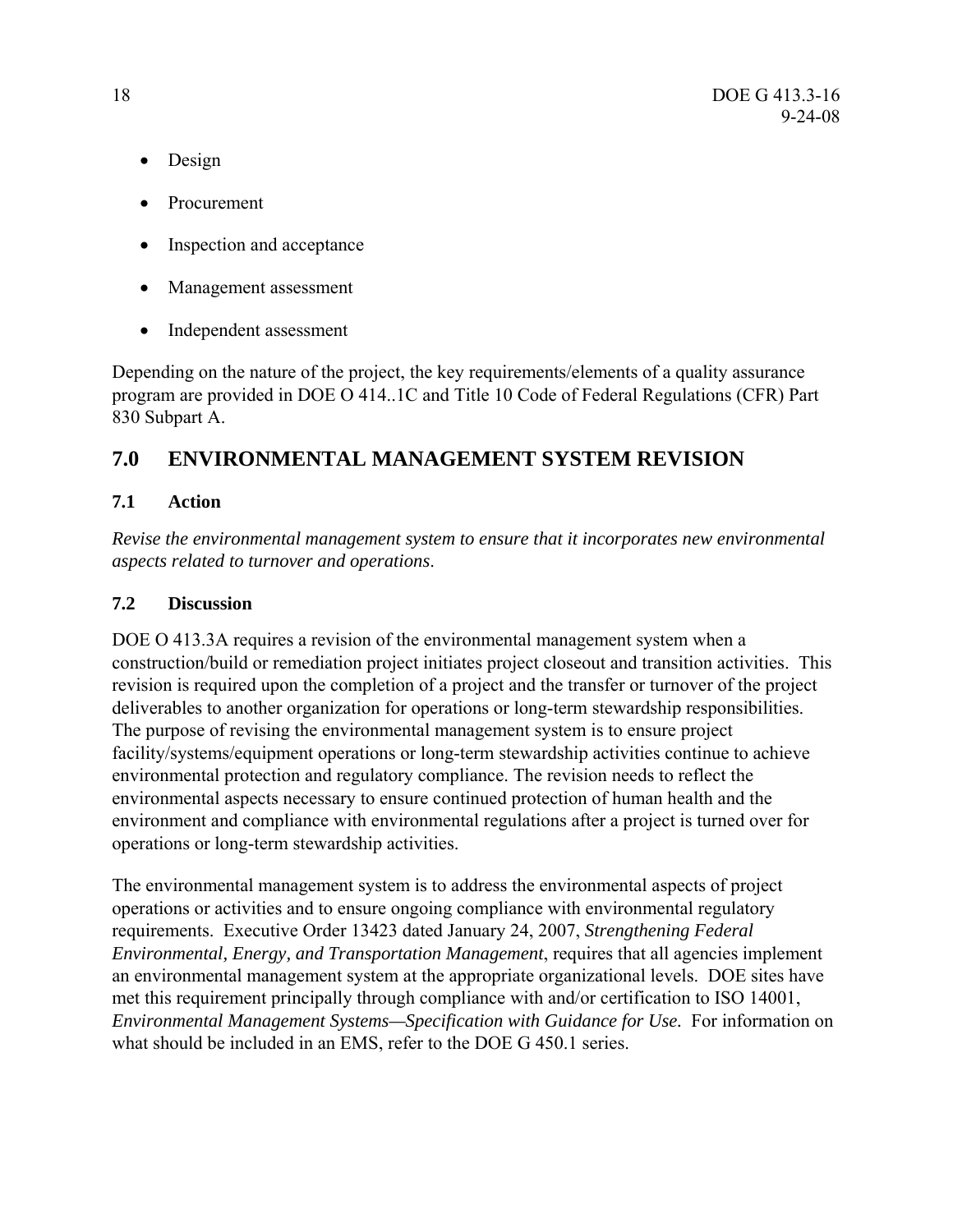- Design
- Procurement
- Inspection and acceptance
- Management assessment
- Independent assessment

Depending on the nature of the project, the key requirements/elements of a quality assurance program are provided in DOE O 414..1C and Title 10 Code of Federal Regulations (CFR) Part 830 Subpart A.

## 7.0 ENVIRONMENTAL MANAGEMENT SYSTEM REVISION

### 7.1 Action

*Revise the environmental management system to ensure that it incorporates new environmental aspects related to turnover and operations*.

### 7.2 Discussion

DOE O 413.3A requires a revision of the environmental management system when a construction/build or remediation project initiates project closeout and transition activities. This revision is required upon the completion of a project and the transfer or turnover of the project deliverables to another organization for operations or long-term stewardship responsibilities. The purpose of revising the environmental management system is to ensure project facility/systems/equipment operations or long-term stewardship activities continue to achieve environmental protection and regulatory compliance. The revision needs to reflect the environmental aspects necessary to ensure continued protection of human health and the environment and compliance with environmental regulations after a project is turned over for operations or long-term stewardship activities.

The environmental management system is to address the environmental aspects of project operations or activities and to ensure ongoing compliance with environmental regulatory requirements. Executive Order 13423 dated January 24, 2007, *Strengthening Federal Environmental, Energy, and Transportation Management*, requires that all agencies implement an environmental management system at the appropriate organizational levels. DOE sites have met this requirement principally through compliance with and/or certification to ISO 14001, *Environmental Management Systems—Specification with Guidance for Use.* For information on what should be included in an EMS, refer to the DOE G 450.1 series.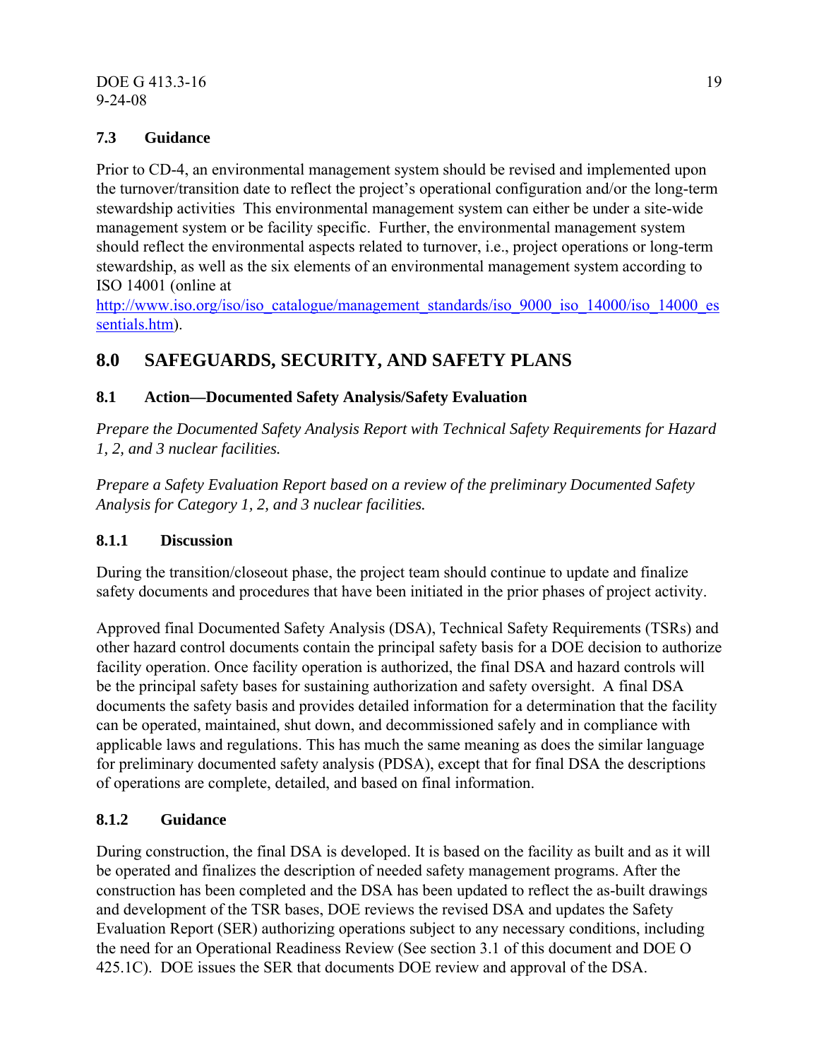### 7.3 Guidance

Prior to CD-4, an environmental management system should be revised and implemented upon the turnover/transition date to reflect the project's operational configuration and/or the long-term stewardship activities This environmental management system can either be under a site-wide management system or be facility specific. Further, the environmental management system should reflect the environmental aspects related to turnover, i.e., project operations or long-term stewardship, as well as the six elements of an environmental management system according to ISO 14001 (online at http://www.iso.org/iso/iso_catalogue/management_standards/iso_9000_iso_14000/iso_14000_essentials.htm).

## 8.0 SAFEGUARDS, SECURITY, AND SAFETY PLANS

### 8.1 Action—Documented Safety Analysis/Safety Evaluation

*Prepare the Documented Safety Analysis Report with Technical Safety Requirements for Hazard 1, 2, and 3 nuclear facilities.*

*Prepare a Safety Evaluation Report based on a review of the preliminary Documented Safety Analysis for Category 1, 2, and 3 nuclear facilities.*

#### 8.1.1 Discussion

During the transition/closeout phase, the project team should continue to update and finalize safety documents and procedures that have been initiated in the prior phases of project activity.

Approved final Documented Safety Analysis (DSA), Technical Safety Requirements (TSRs) and other hazard control documents contain the principal safety basis for a DOE decision to authorize facility operation. Once facility operation is authorized, the final DSA and hazard controls will be the principal safety bases for sustaining authorization and safety oversight. A final DSA documents the safety basis and provides detailed information for a determination that the facility can be operated, maintained, shut down, and decommissioned safely and in compliance with applicable laws and regulations. This has much the same meaning as does the similar language for preliminary documented safety analysis (PDSA), except that for final DSA the descriptions of operations are complete, detailed, and based on final information.

#### 8.1.2 Guidance

During construction, the final DSA is developed. It is based on the facility as built and as it will be operated and finalizes the description of needed safety management programs. After the construction has been completed and the DSA has been updated to reflect the as-built drawings and development of the TSR bases, DOE reviews the revised DSA and updates the Safety Evaluation Report (SER) authorizing operations subject to any necessary conditions, including the need for an Operational Readiness Review (See section 3.1 of this document and DOE O 425.1C). DOE issues the SER that documents DOE review and approval of the DSA.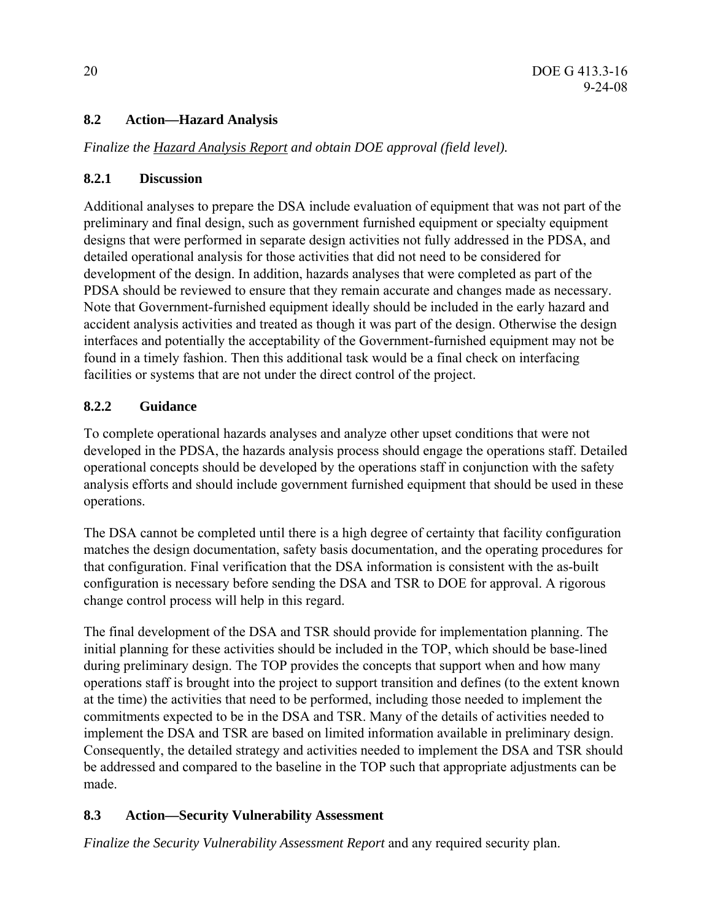## 8.2 Action—Hazard Analysis

*Finalize the Hazard Analysis Report and obtain DOE approval (field level).*

### 8.2.1 Discussion

Additional analyses to prepare the DSA include evaluation of equipment that was not part of the preliminary and final design, such as government furnished equipment or specialty equipment designs that were performed in separate design activities not fully addressed in the PDSA, and detailed operational analysis for those activities that did not need to be considered for development of the design. In addition, hazards analyses that were completed as part of the PDSA should be reviewed to ensure that they remain accurate and changes made as necessary. Note that Government-furnished equipment ideally should be included in the early hazard and accident analysis activities and treated as though it was part of the design. Otherwise the design interfaces and potentially the acceptability of the Government-furnished equipment may not be found in a timely fashion. Then this additional task would be a final check on interfacing facilities or systems that are not under the direct control of the project.

### 8.2.2 Guidance

To complete operational hazards analyses and analyze other upset conditions that were not developed in the PDSA, the hazards analysis process should engage the operations staff. Detailed operational concepts should be developed by the operations staff in conjunction with the safety analysis efforts and should include government furnished equipment that should be used in these operations.

The DSA cannot be completed until there is a high degree of certainty that facility configuration matches the design documentation, safety basis documentation, and the operating procedures for that configuration. Final verification that the DSA information is consistent with the as-built configuration is necessary before sending the DSA and TSR to DOE for approval. A rigorous change control process will help in this regard.

The final development of the DSA and TSR should provide for implementation planning. The initial planning for these activities should be included in the TOP, which should be base-lined during preliminary design. The TOP provides the concepts that support when and how many operations staff is brought into the project to support transition and defines (to the extent known at the time) the activities that need to be performed, including those needed to implement the commitments expected to be in the DSA and TSR. Many of the details of activities needed to implement the DSA and TSR are based on limited information available in preliminary design. Consequently, the detailed strategy and activities needed to implement the DSA and TSR should be addressed and compared to the baseline in the TOP such that appropriate adjustments can be made.

## 8.3 Action—Security Vulnerability Assessment

*Finalize the Security Vulnerability Assessment Report* and any required security plan.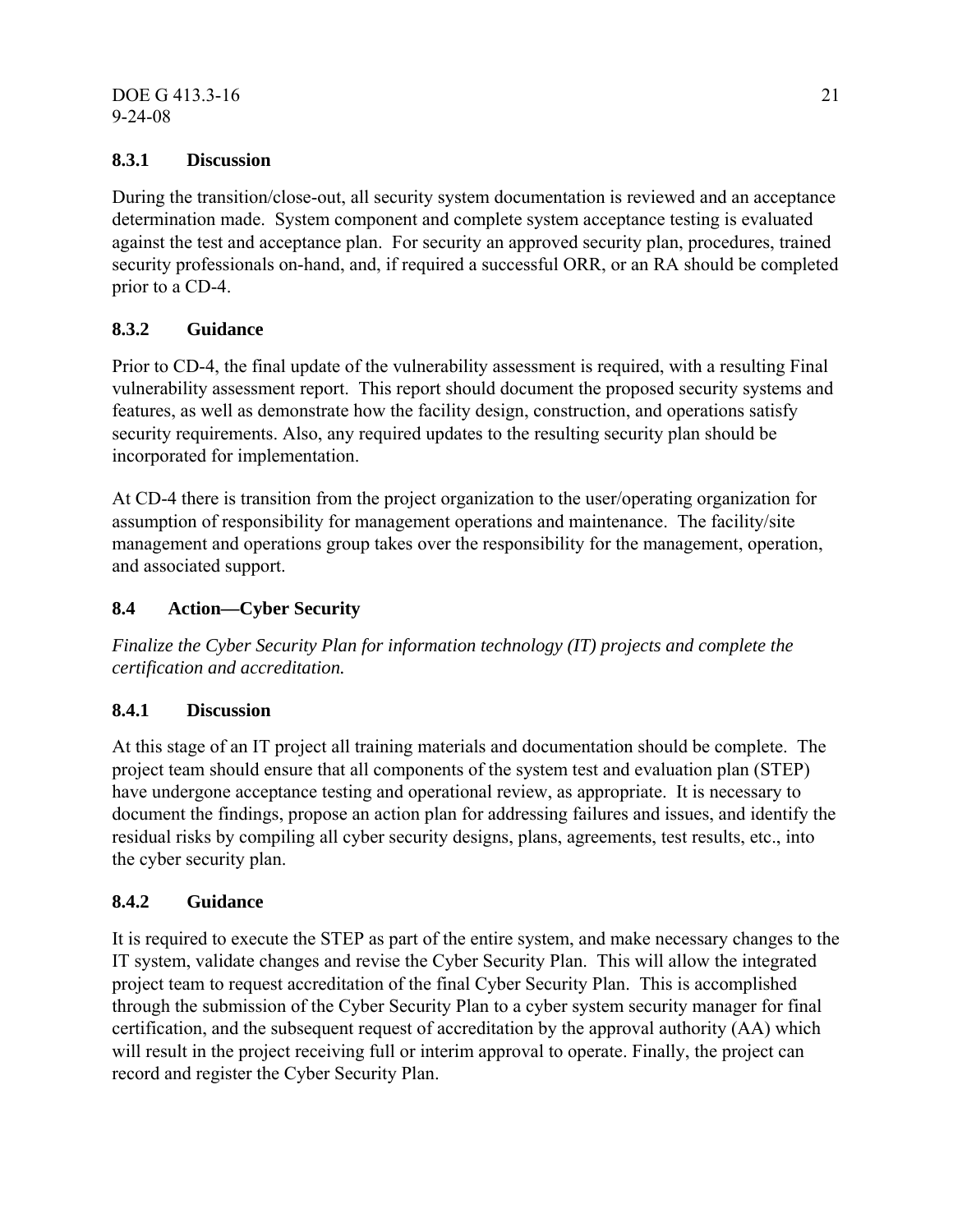### 8.3.1 Discussion

During the transition/close-out, all security system documentation is reviewed and an acceptance determination made. System component and complete system acceptance testing is evaluated against the test and acceptance plan. For security an approved security plan, procedures, trained security professionals on-hand, and, if required a successful ORR, or an RA should be completed prior to a CD-4.

### 8.3.2 Guidance

Prior to CD-4, the final update of the vulnerability assessment is required, with a resulting Final vulnerability assessment report. This report should document the proposed security systems and features, as well as demonstrate how the facility design, construction, and operations satisfy security requirements. Also, any required updates to the resulting security plan should be incorporated for implementation.

At CD-4 there is transition from the project organization to the user/operating organization for assumption of responsibility for management operations and maintenance. The facility/site management and operations group takes over the responsibility for the management, operation, and associated support.

## 8.4 Action—Cyber Security

*Finalize the Cyber Security Plan for information technology (IT) projects and complete the certification and accreditation.*

### 8.4.1 Discussion

At this stage of an IT project all training materials and documentation should be complete. The project team should ensure that all components of the system test and evaluation plan (STEP) have undergone acceptance testing and operational review, as appropriate. It is necessary to document the findings, propose an action plan for addressing failures and issues, and identify the residual risks by compiling all cyber security designs, plans, agreements, test results, etc., into the cyber security plan.

### 8.4.2 Guidance

It is required to execute the STEP as part of the entire system, and make necessary changes to the IT system, validate changes and revise the Cyber Security Plan. This will allow the integrated project team to request accreditation of the final Cyber Security Plan. This is accomplished through the submission of the Cyber Security Plan to a cyber system security manager for final certification, and the subsequent request of accreditation by the approval authority (AA) which will result in the project receiving full or interim approval to operate. Finally, the project can record and register the Cyber Security Plan.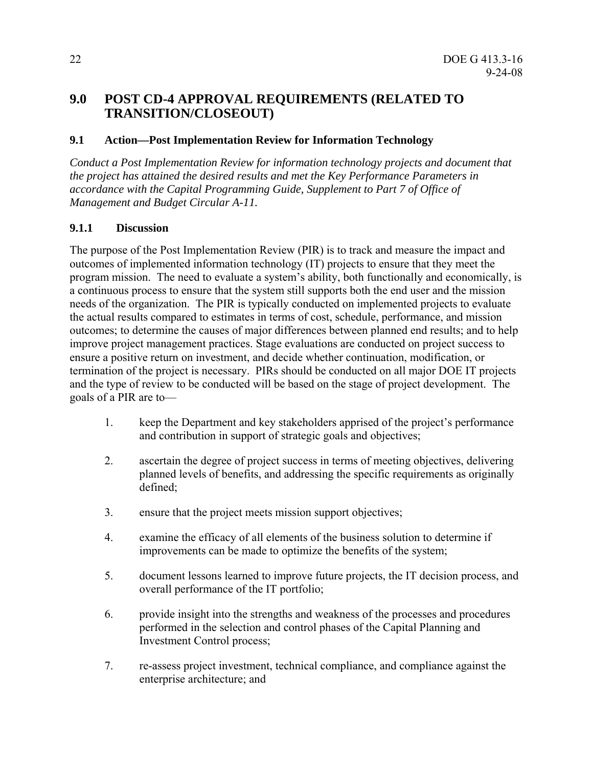## 9.0 POST CD-4 APPROVAL REQUIREMENTS (RELATED TO TRANSITION/CLOSEOUT)

### 9.1 Action—Post Implementation Review for Information Technology

*Conduct a Post Implementation Review for information technology projects and document that the project has attained the desired results and met the Key Performance Parameters in accordance with the Capital Programming Guide, Supplement to Part 7 of Office of Management and Budget Circular A-11.*

#### 9.1.1 Discussion

The purpose of the Post Implementation Review (PIR) is to track and measure the impact and outcomes of implemented information technology (IT) projects to ensure that they meet the program mission. The need to evaluate a system's ability, both functionally and economically, is a continuous process to ensure that the system still supports both the end user and the mission needs of the organization. The PIR is typically conducted on implemented projects to evaluate the actual results compared to estimates in terms of cost, schedule, performance, and mission outcomes; to determine the causes of major differences between planned end results; and to help improve project management practices. Stage evaluations are conducted on project success to ensure a positive return on investment, and decide whether continuation, modification, or termination of the project is necessary. PIRs should be conducted on all major DOE IT projects and the type of review to be conducted will be based on the stage of project development. The goals of a PIR are to—

1. keep the Department and key stakeholders apprised of the project's performance and contribution in support of strategic goals and objectives;
2. ascertain the degree of project success in terms of meeting objectives, delivering planned levels of benefits, and addressing the specific requirements as originally defined;
3. ensure that the project meets mission support objectives;
4. examine the efficacy of all elements of the business solution to determine if improvements can be made to optimize the benefits of the system;
5. document lessons learned to improve future projects, the IT decision process, and overall performance of the IT portfolio;
6. provide insight into the strengths and weakness of the processes and procedures performed in the selection and control phases of the Capital Planning and Investment Control process;
7. re-assess project investment, technical compliance, and compliance against the enterprise architecture; and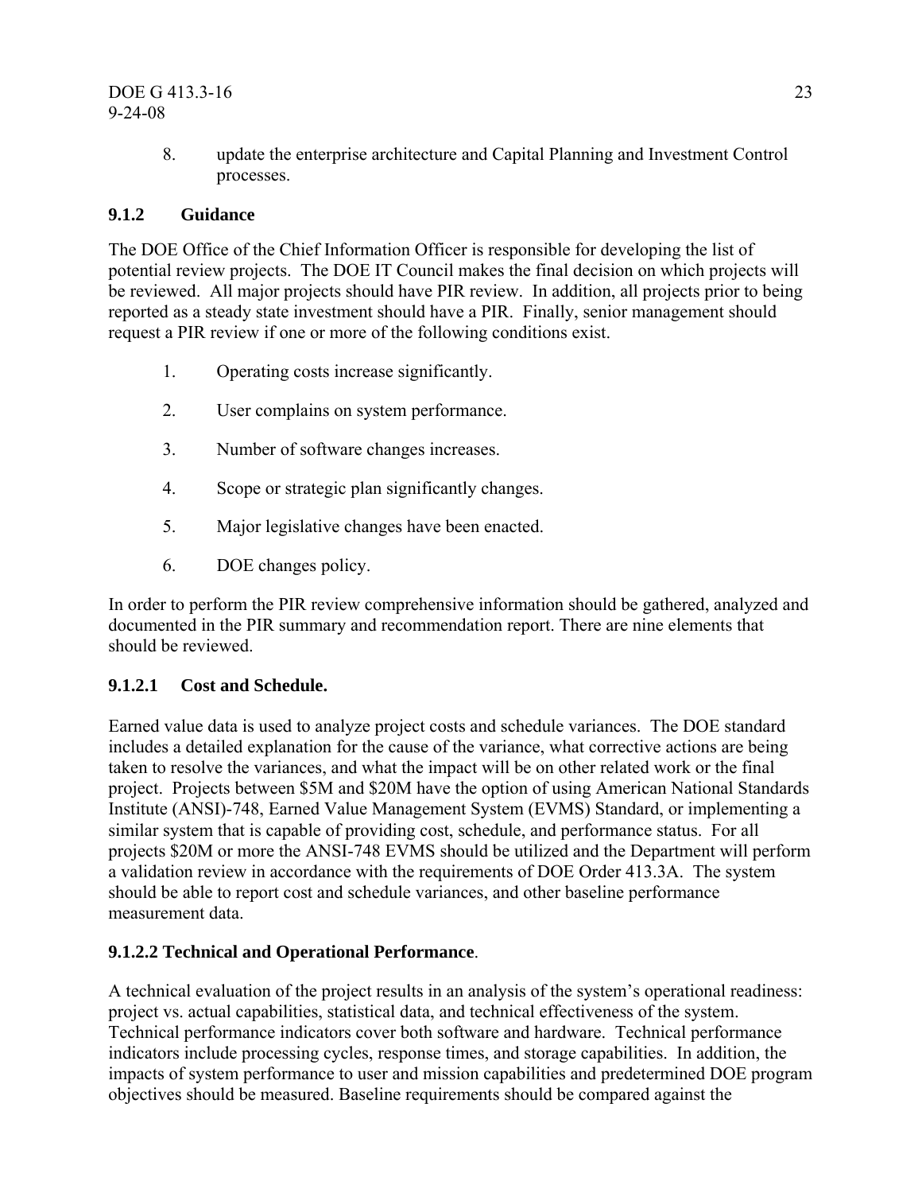8. update the enterprise architecture and Capital Planning and Investment Control processes.

### 9.1.2 Guidance

The DOE Office of the Chief Information Officer is responsible for developing the list of potential review projects. The DOE IT Council makes the final decision on which projects will be reviewed. All major projects should have PIR review. In addition, all projects prior to being reported as a steady state investment should have a PIR. Finally, senior management should request a PIR review if one or more of the following conditions exist.

1. Operating costs increase significantly.
2. User complains on system performance.
3. Number of software changes increases.
4. Scope or strategic plan significantly changes.
5. Major legislative changes have been enacted.
6. DOE changes policy.

In order to perform the PIR review comprehensive information should be gathered, analyzed and documented in the PIR summary and recommendation report. There are nine elements that should be reviewed.

#### 9.1.2.1 Cost and Schedule.

Earned value data is used to analyze project costs and schedule variances. The DOE standard includes a detailed explanation for the cause of the variance, what corrective actions are being taken to resolve the variances, and what the impact will be on other related work or the final project. Projects between \$5M and \$20M have the option of using American National Standards Institute (ANSI)-748, Earned Value Management System (EVMS) Standard, or implementing a similar system that is capable of providing cost, schedule, and performance status. For all projects \$20M or more the ANSI-748 EVMS should be utilized and the Department will perform a validation review in accordance with the requirements of DOE Order 413.3A. The system should be able to report cost and schedule variances, and other baseline performance measurement data.

#### 9.1.2.2 Technical and Operational Performance.

A technical evaluation of the project results in an analysis of the system's operational readiness: project vs. actual capabilities, statistical data, and technical effectiveness of the system. Technical performance indicators cover both software and hardware. Technical performance indicators include processing cycles, response times, and storage capabilities. In addition, the impacts of system performance to user and mission capabilities and predetermined DOE program objectives should be measured. Baseline requirements should be compared against the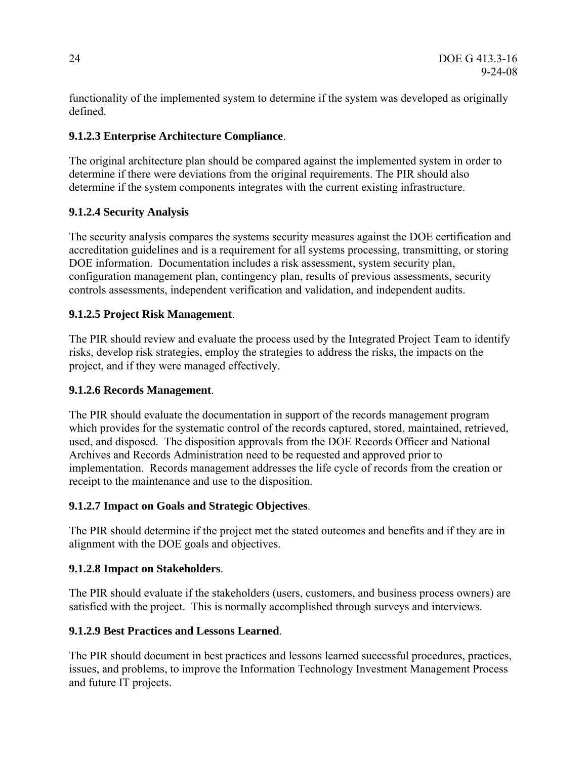functionality of the implemented system to determine if the system was developed as originally defined.

#### 9.1.2.3 Enterprise Architecture Compliance.

The original architecture plan should be compared against the implemented system in order to determine if there were deviations from the original requirements. The PIR should also determine if the system components integrates with the current existing infrastructure.

#### 9.1.2.4 Security Analysis

The security analysis compares the systems security measures against the DOE certification and accreditation guidelines and is a requirement for all systems processing, transmitting, or storing DOE information. Documentation includes a risk assessment, system security plan, configuration management plan, contingency plan, results of previous assessments, security controls assessments, independent verification and validation, and independent audits.

#### 9.1.2.5 Project Risk Management.

The PIR should review and evaluate the process used by the Integrated Project Team to identify risks, develop risk strategies, employ the strategies to address the risks, the impacts on the project, and if they were managed effectively.

#### 9.1.2.6 Records Management.

The PIR should evaluate the documentation in support of the records management program which provides for the systematic control of the records captured, stored, maintained, retrieved, used, and disposed. The disposition approvals from the DOE Records Officer and National Archives and Records Administration need to be requested and approved prior to implementation. Records management addresses the life cycle of records from the creation or receipt to the maintenance and use to the disposition.

#### 9.1.2.7 Impact on Goals and Strategic Objectives.

The PIR should determine if the project met the stated outcomes and benefits and if they are in alignment with the DOE goals and objectives.

#### 9.1.2.8 Impact on Stakeholders.

The PIR should evaluate if the stakeholders (users, customers, and business process owners) are satisfied with the project. This is normally accomplished through surveys and interviews.

#### 9.1.2.9 Best Practices and Lessons Learned.

The PIR should document in best practices and lessons learned successful procedures, practices, issues, and problems, to improve the Information Technology Investment Management Process and future IT projects.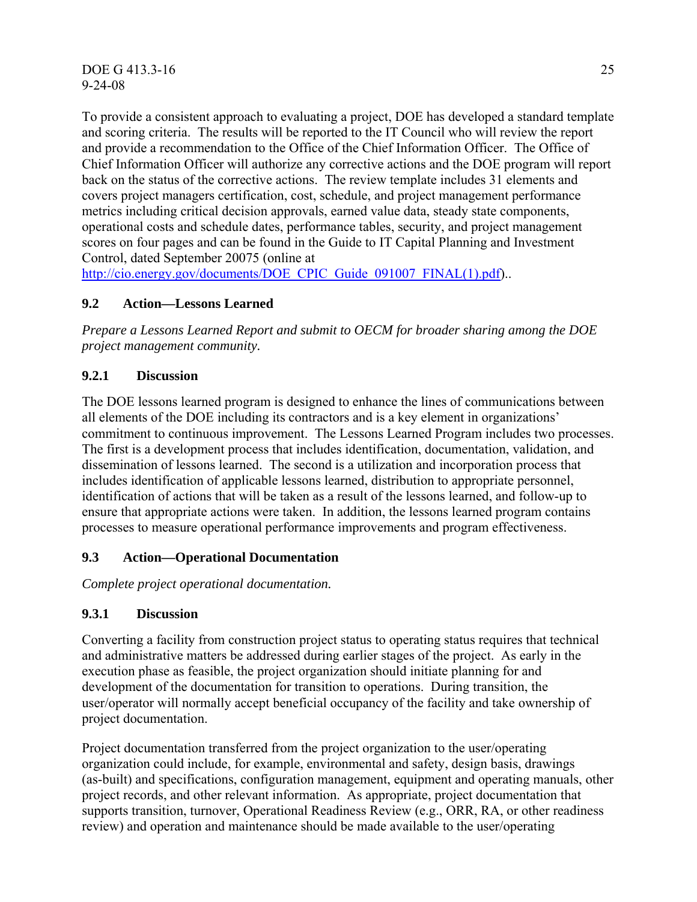To provide a consistent approach to evaluating a project, DOE has developed a standard template and scoring criteria. The results will be reported to the IT Council who will review the report and provide a recommendation to the Office of the Chief Information Officer. The Office of Chief Information Officer will authorize any corrective actions and the DOE program will report back on the status of the corrective actions. The review template includes 31 elements and covers project managers certification, cost, schedule, and project management performance metrics including critical decision approvals, earned value data, steady state components, operational costs and schedule dates, performance tables, security, and project management scores on four pages and can be found in the Guide to IT Capital Planning and Investment Control, dated September 20075 (online at http://cio.energy.gov/documents/DOE_CPIC_Guide_091007_FINAL(1).pdf)..

### 9.2 Action—Lessons Learned

*Prepare a Lessons Learned Report and submit to OECM for broader sharing among the DOE project management community.*

#### 9.2.1 Discussion

The DOE lessons learned program is designed to enhance the lines of communications between all elements of the DOE including its contractors and is a key element in organizations' commitment to continuous improvement. The Lessons Learned Program includes two processes. The first is a development process that includes identification, documentation, validation, and dissemination of lessons learned. The second is a utilization and incorporation process that includes identification of applicable lessons learned, distribution to appropriate personnel, identification of actions that will be taken as a result of the lessons learned, and follow-up to ensure that appropriate actions were taken. In addition, the lessons learned program contains processes to measure operational performance improvements and program effectiveness.

### 9.3 Action—Operational Documentation

*Complete project operational documentation.*

#### 9.3.1 Discussion

Converting a facility from construction project status to operating status requires that technical and administrative matters be addressed during earlier stages of the project. As early in the execution phase as feasible, the project organization should initiate planning for and development of the documentation for transition to operations. During transition, the user/operator will normally accept beneficial occupancy of the facility and take ownership of project documentation.

Project documentation transferred from the project organization to the user/operating organization could include, for example, environmental and safety, design basis, drawings (as-built) and specifications, configuration management, equipment and operating manuals, other project records, and other relevant information. As appropriate, project documentation that supports transition, turnover, Operational Readiness Review (e.g., ORR, RA, or other readiness review) and operation and maintenance should be made available to the user/operating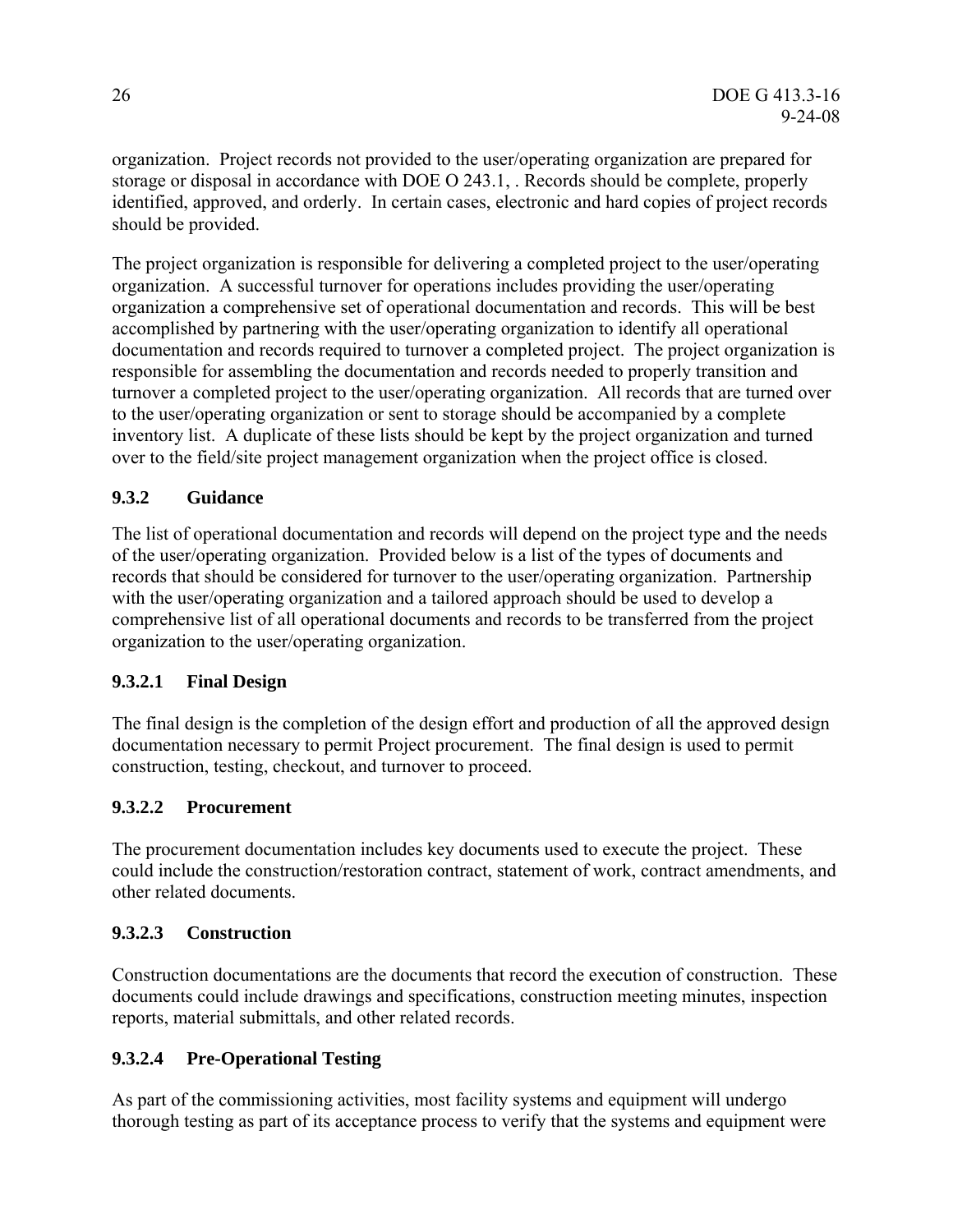organization. Project records not provided to the user/operating organization are prepared for storage or disposal in accordance with DOE O 243.1, . Records should be complete, properly identified, approved, and orderly. In certain cases, electronic and hard copies of project records should be provided.

The project organization is responsible for delivering a completed project to the user/operating organization. A successful turnover for operations includes providing the user/operating organization a comprehensive set of operational documentation and records. This will be best accomplished by partnering with the user/operating organization to identify all operational documentation and records required to turnover a completed project. The project organization is responsible for assembling the documentation and records needed to properly transition and turnover a completed project to the user/operating organization. All records that are turned over to the user/operating organization or sent to storage should be accompanied by a complete inventory list. A duplicate of these lists should be kept by the project organization and turned over to the field/site project management organization when the project office is closed.

### 9.3.2 Guidance

The list of operational documentation and records will depend on the project type and the needs of the user/operating organization. Provided below is a list of the types of documents and records that should be considered for turnover to the user/operating organization. Partnership with the user/operating organization and a tailored approach should be used to develop a comprehensive list of all operational documents and records to be transferred from the project organization to the user/operating organization.

#### 9.3.2.1 Final Design

The final design is the completion of the design effort and production of all the approved design documentation necessary to permit Project procurement. The final design is used to permit construction, testing, checkout, and turnover to proceed.

#### 9.3.2.2 Procurement

The procurement documentation includes key documents used to execute the project. These could include the construction/restoration contract, statement of work, contract amendments, and other related documents.

#### 9.3.2.3 Construction

Construction documentations are the documents that record the execution of construction. These documents could include drawings and specifications, construction meeting minutes, inspection reports, material submittals, and other related records.

#### 9.3.2.4 Pre-Operational Testing

As part of the commissioning activities, most facility systems and equipment will undergo thorough testing as part of its acceptance process to verify that the systems and equipment were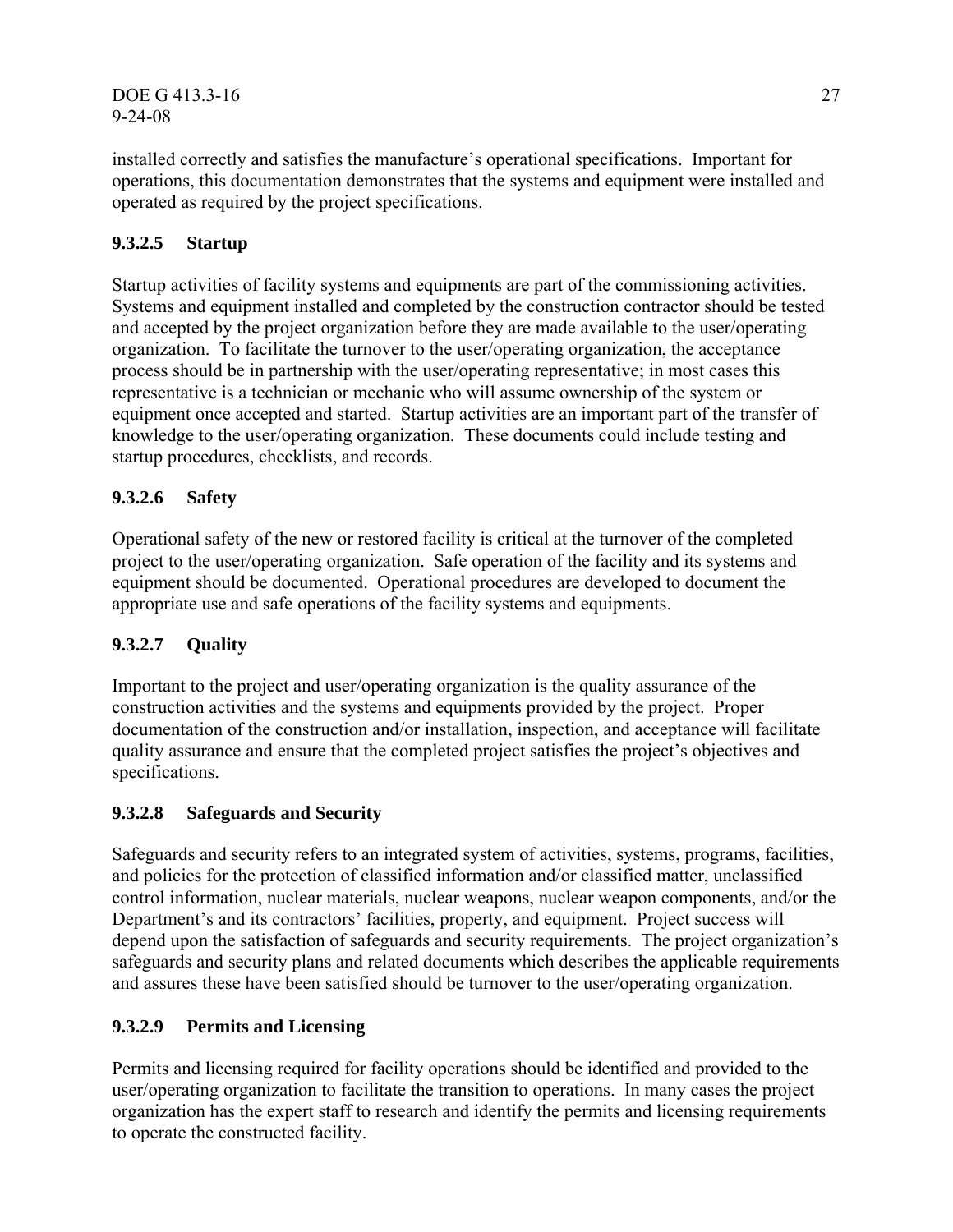installed correctly and satisfies the manufacture's operational specifications. Important for operations, this documentation demonstrates that the systems and equipment were installed and operated as required by the project specifications.

#### 9.3.2.5 Startup

Startup activities of facility systems and equipments are part of the commissioning activities. Systems and equipment installed and completed by the construction contractor should be tested and accepted by the project organization before they are made available to the user/operating organization. To facilitate the turnover to the user/operating organization, the acceptance process should be in partnership with the user/operating representative; in most cases this representative is a technician or mechanic who will assume ownership of the system or equipment once accepted and started. Startup activities are an important part of the transfer of knowledge to the user/operating organization. These documents could include testing and startup procedures, checklists, and records.

#### 9.3.2.6 Safety

Operational safety of the new or restored facility is critical at the turnover of the completed project to the user/operating organization. Safe operation of the facility and its systems and equipment should be documented. Operational procedures are developed to document the appropriate use and safe operations of the facility systems and equipments.

#### 9.3.2.7 Quality

Important to the project and user/operating organization is the quality assurance of the construction activities and the systems and equipments provided by the project. Proper documentation of the construction and/or installation, inspection, and acceptance will facilitate quality assurance and ensure that the completed project satisfies the project's objectives and specifications.

#### 9.3.2.8 Safeguards and Security

Safeguards and security refers to an integrated system of activities, systems, programs, facilities, and policies for the protection of classified information and/or classified matter, unclassified control information, nuclear materials, nuclear weapons, nuclear weapon components, and/or the Department's and its contractors' facilities, property, and equipment. Project success will depend upon the satisfaction of safeguards and security requirements. The project organization's safeguards and security plans and related documents which describes the applicable requirements and assures these have been satisfied should be turnover to the user/operating organization.

#### 9.3.2.9 Permits and Licensing

Permits and licensing required for facility operations should be identified and provided to the user/operating organization to facilitate the transition to operations. In many cases the project organization has the expert staff to research and identify the permits and licensing requirements to operate the constructed facility.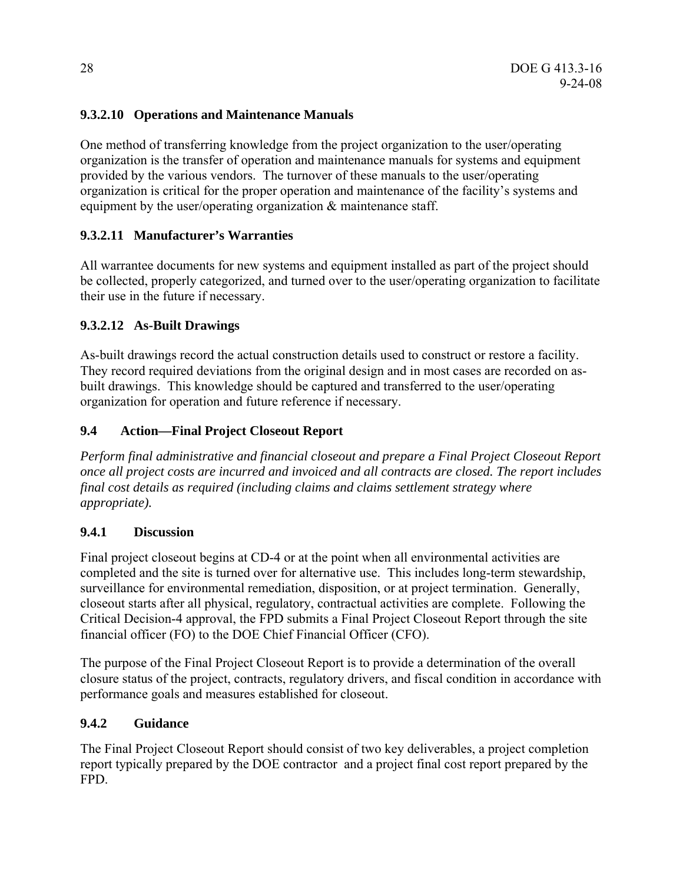#### 9.3.2.10 Operations and Maintenance Manuals

One method of transferring knowledge from the project organization to the user/operating organization is the transfer of operation and maintenance manuals for systems and equipment provided by the various vendors. The turnover of these manuals to the user/operating organization is critical for the proper operation and maintenance of the facility's systems and equipment by the user/operating organization & maintenance staff.

#### 9.3.2.11 Manufacturer's Warranties

All warrantee documents for new systems and equipment installed as part of the project should be collected, properly categorized, and turned over to the user/operating organization to facilitate their use in the future if necessary.

#### 9.3.2.12 As-Built Drawings

As-built drawings record the actual construction details used to construct or restore a facility. They record required deviations from the original design and in most cases are recorded on as-built drawings. This knowledge should be captured and transferred to the user/operating organization for operation and future reference if necessary.

## 9.4 Action—Final Project Closeout Report

*Perform final administrative and financial closeout and prepare a Final Project Closeout Report once all project costs are incurred and invoiced and all contracts are closed. The report includes final cost details as required (including claims and claims settlement strategy where appropriate).*

### 9.4.1 Discussion

Final project closeout begins at CD-4 or at the point when all environmental activities are completed and the site is turned over for alternative use. This includes long-term stewardship, surveillance for environmental remediation, disposition, or at project termination. Generally, closeout starts after all physical, regulatory, contractual activities are complete. Following the Critical Decision-4 approval, the FPD submits a Final Project Closeout Report through the site financial officer (FO) to the DOE Chief Financial Officer (CFO).

The purpose of the Final Project Closeout Report is to provide a determination of the overall closure status of the project, contracts, regulatory drivers, and fiscal condition in accordance with performance goals and measures established for closeout.

### 9.4.2 Guidance

The Final Project Closeout Report should consist of two key deliverables, a project completion report typically prepared by the DOE contractor and a project final cost report prepared by the FPD.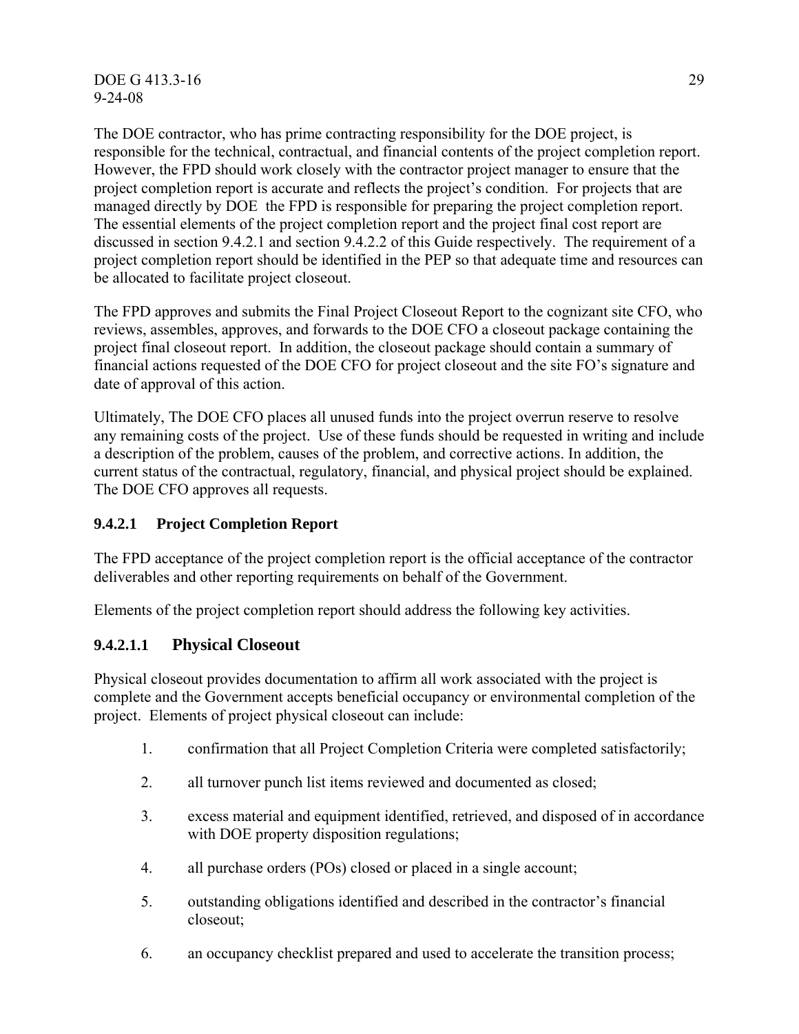The DOE contractor, who has prime contracting responsibility for the DOE project, is responsible for the technical, contractual, and financial contents of the project completion report. However, the FPD should work closely with the contractor project manager to ensure that the project completion report is accurate and reflects the project's condition. For projects that are managed directly by DOE the FPD is responsible for preparing the project completion report. The essential elements of the project completion report and the project final cost report are discussed in section 9.4.2.1 and section 9.4.2.2 of this Guide respectively. The requirement of a project completion report should be identified in the PEP so that adequate time and resources can be allocated to facilitate project closeout.

The FPD approves and submits the Final Project Closeout Report to the cognizant site CFO, who reviews, assembles, approves, and forwards to the DOE CFO a closeout package containing the project final closeout report. In addition, the closeout package should contain a summary of financial actions requested of the DOE CFO for project closeout and the site FO's signature and date of approval of this action.

Ultimately, The DOE CFO places all unused funds into the project overrun reserve to resolve any remaining costs of the project. Use of these funds should be requested in writing and include a description of the problem, causes of the problem, and corrective actions. In addition, the current status of the contractual, regulatory, financial, and physical project should be explained. The DOE CFO approves all requests.

#### 9.4.2.1 Project Completion Report

The FPD acceptance of the project completion report is the official acceptance of the contractor deliverables and other reporting requirements on behalf of the Government.

Elements of the project completion report should address the following key activities.

##### 9.4.2.1.1 Physical Closeout

Physical closeout provides documentation to affirm all work associated with the project is complete and the Government accepts beneficial occupancy or environmental completion of the project. Elements of project physical closeout can include:

1. confirmation that all Project Completion Criteria were completed satisfactorily;
2. all turnover punch list items reviewed and documented as closed;
3. excess material and equipment identified, retrieved, and disposed of in accordance with DOE property disposition regulations;
4. all purchase orders (POs) closed or placed in a single account;
5. outstanding obligations identified and described in the contractor's financial closeout;
6. an occupancy checklist prepared and used to accelerate the transition process;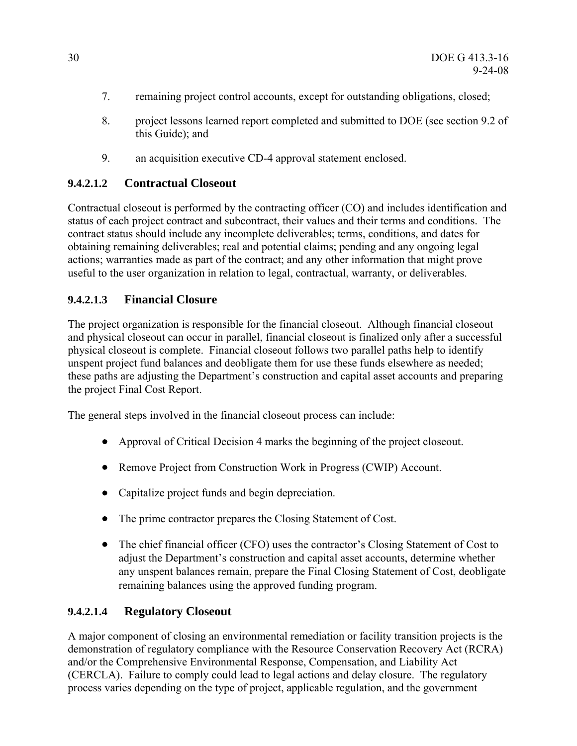7. remaining project control accounts, except for outstanding obligations, closed;

8. project lessons learned report completed and submitted to DOE (see section 9.2 of this Guide); and

9. an acquisition executive CD-4 approval statement enclosed.

#### 9.4.2.1.2 Contractual Closeout

Contractual closeout is performed by the contracting officer (CO) and includes identification and status of each project contract and subcontract, their values and their terms and conditions. The contract status should include any incomplete deliverables; terms, conditions, and dates for obtaining remaining deliverables; real and potential claims; pending and any ongoing legal actions; warranties made as part of the contract; and any other information that might prove useful to the user organization in relation to legal, contractual, warranty, or deliverables.

#### 9.4.2.1.3 Financial Closure

The project organization is responsible for the financial closeout. Although financial closeout and physical closeout can occur in parallel, financial closeout is finalized only after a successful physical closeout is complete. Financial closeout follows two parallel paths help to identify unspent project fund balances and deobligate them for use these funds elsewhere as needed; these paths are adjusting the Department's construction and capital asset accounts and preparing the project Final Cost Report.

The general steps involved in the financial closeout process can include:

- Approval of Critical Decision 4 marks the beginning of the project closeout.
- Remove Project from Construction Work in Progress (CWIP) Account.
- Capitalize project funds and begin depreciation.
- The prime contractor prepares the Closing Statement of Cost.
- The chief financial officer (CFO) uses the contractor's Closing Statement of Cost to adjust the Department's construction and capital asset accounts, determine whether any unspent balances remain, prepare the Final Closing Statement of Cost, deobligate remaining balances using the approved funding program.

#### 9.4.2.1.4 Regulatory Closeout

A major component of closing an environmental remediation or facility transition projects is the demonstration of regulatory compliance with the Resource Conservation Recovery Act (RCRA) and/or the Comprehensive Environmental Response, Compensation, and Liability Act (CERCLA). Failure to comply could lead to legal actions and delay closure. The regulatory process varies depending on the type of project, applicable regulation, and the government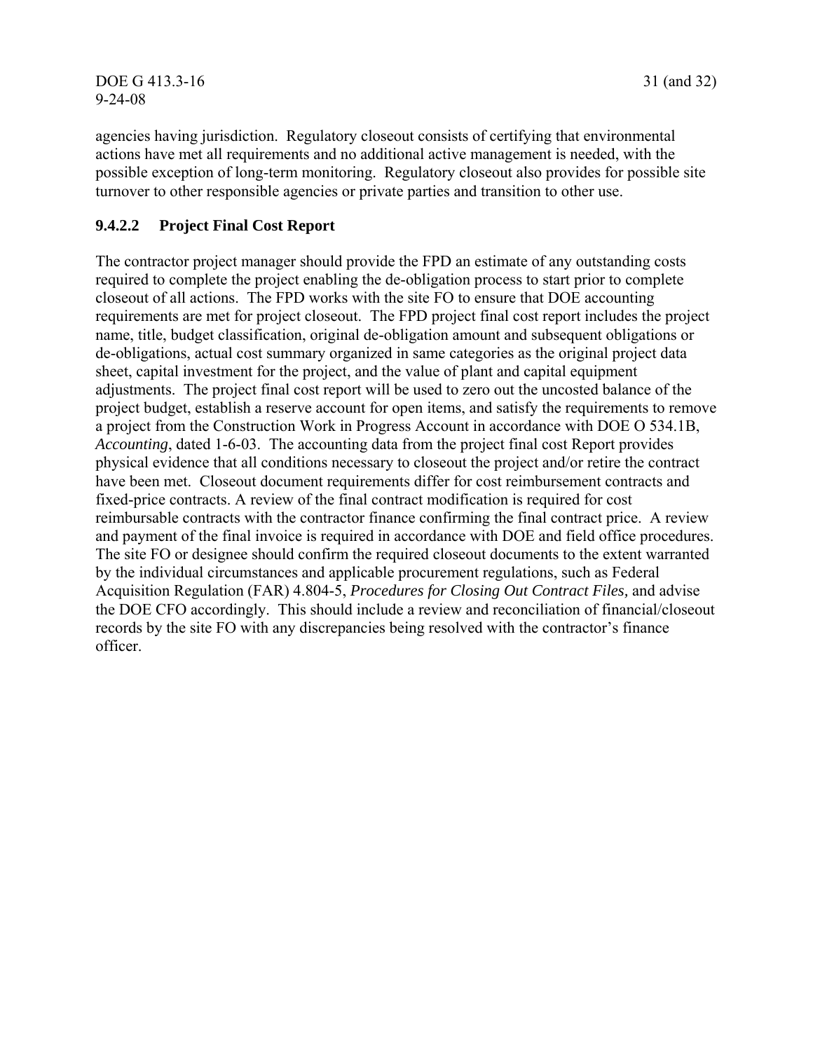agencies having jurisdiction. Regulatory closeout consists of certifying that environmental actions have met all requirements and no additional active management is needed, with the possible exception of long-term monitoring. Regulatory closeout also provides for possible site turnover to other responsible agencies or private parties and transition to other use.

### 9.4.2.2 Project Final Cost Report

The contractor project manager should provide the FPD an estimate of any outstanding costs required to complete the project enabling the de-obligation process to start prior to complete closeout of all actions. The FPD works with the site FO to ensure that DOE accounting requirements are met for project closeout. The FPD project final cost report includes the project name, title, budget classification, original de-obligation amount and subsequent obligations or de-obligations, actual cost summary organized in same categories as the original project data sheet, capital investment for the project, and the value of plant and capital equipment adjustments. The project final cost report will be used to zero out the uncosted balance of the project budget, establish a reserve account for open items, and satisfy the requirements to remove a project from the Construction Work in Progress Account in accordance with DOE O 534.1B, *Accounting*, dated 1-6-03. The accounting data from the project final cost Report provides physical evidence that all conditions necessary to closeout the project and/or retire the contract have been met. Closeout document requirements differ for cost reimbursement contracts and fixed-price contracts. A review of the final contract modification is required for cost reimbursable contracts with the contractor finance confirming the final contract price. A review and payment of the final invoice is required in accordance with DOE and field office procedures. The site FO or designee should confirm the required closeout documents to the extent warranted by the individual circumstances and applicable procurement regulations, such as Federal Acquisition Regulation (FAR) 4.804-5, *Procedures for Closing Out Contract Files,* and advise the DOE CFO accordingly. This should include a review and reconciliation of financial/closeout records by the site FO with any discrepancies being resolved with the contractor's finance officer.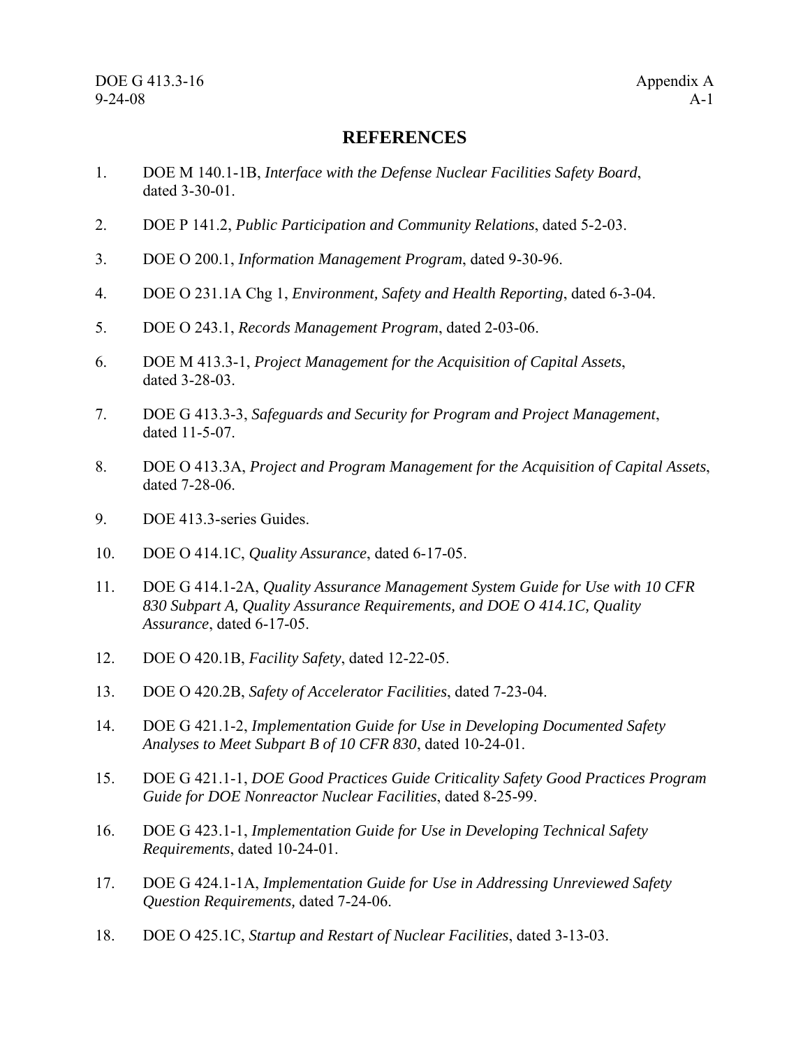## REFERENCES

1. DOE M 140.1-1B, *Interface with the Defense Nuclear Facilities Safety Board*, dated 3-30-01.

2. DOE P 141.2, *Public Participation and Community Relations*, dated 5-2-03.

3. DOE O 200.1, *Information Management Program*, dated 9-30-96.

4. DOE O 231.1A Chg 1, *Environment, Safety and Health Reporting*, dated 6-3-04.

5. DOE O 243.1, *Records Management Program*, dated 2-03-06.

6. DOE M 413.3-1, *Project Management for the Acquisition of Capital Assets*, dated 3-28-03.

7. DOE G 413.3-3, *Safeguards and Security for Program and Project Management*, dated 11-5-07.

8. DOE O 413.3A, *Project and Program Management for the Acquisition of Capital Assets*, dated 7-28-06.

9. DOE 413.3-series Guides.

10. DOE O 414.1C, *Quality Assurance*, dated 6-17-05.

11. DOE G 414.1-2A, *Quality Assurance Management System Guide for Use with 10 CFR 830 Subpart A, Quality Assurance Requirements, and DOE O 414.1C, Quality Assurance*, dated 6-17-05.

12. DOE O 420.1B, *Facility Safety*, dated 12-22-05.

13. DOE O 420.2B, *Safety of Accelerator Facilities*, dated 7-23-04.

14. DOE G 421.1-2, *Implementation Guide for Use in Developing Documented Safety Analyses to Meet Subpart B of 10 CFR 830*, dated 10-24-01.

15. DOE G 421.1-1, *DOE Good Practices Guide Criticality Safety Good Practices Program Guide for DOE Nonreactor Nuclear Facilities*, dated 8-25-99.

16. DOE G 423.1-1, *Implementation Guide for Use in Developing Technical Safety Requirements*, dated 10-24-01.

17. DOE G 424.1-1A, *Implementation Guide for Use in Addressing Unreviewed Safety Question Requirements,* dated 7-24-06.

18. DOE O 425.1C, *Startup and Restart of Nuclear Facilities*, dated 3-13-03.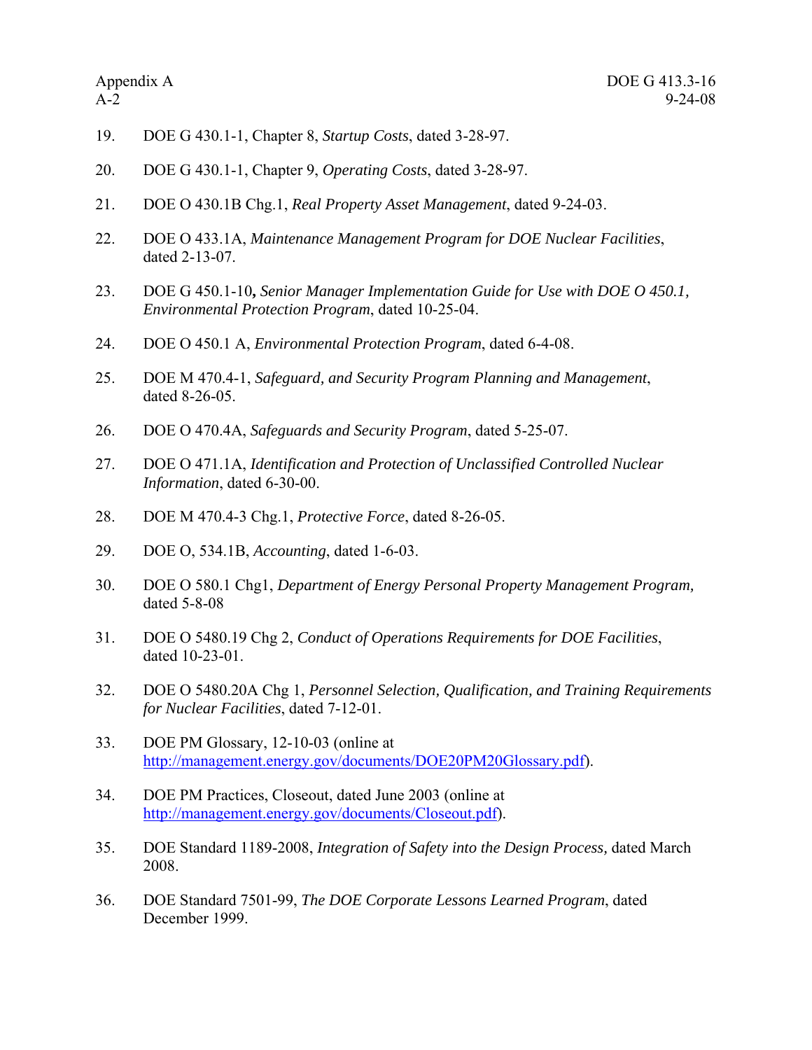19. DOE G 430.1-1, Chapter 8, *Startup Costs*, dated 3-28-97.

20. DOE G 430.1-1, Chapter 9, *Operating Costs*, dated 3-28-97.

21. DOE O 430.1B Chg.1, *Real Property Asset Management*, dated 9-24-03.

22. DOE O 433.1A, *Maintenance Management Program for DOE Nuclear Facilities*, dated 2-13-07.

23. DOE G 450.1-10**,** *Senior Manager Implementation Guide for Use with DOE O 450.1, Environmental Protection Program*, dated 10-25-04.

24. DOE O 450.1 A, *Environmental Protection Program*, dated 6-4-08.

25. DOE M 470.4-1, *Safeguard, and Security Program Planning and Management*, dated 8-26-05.

26. DOE O 470.4A, *Safeguards and Security Program*, dated 5-25-07.

27. DOE O 471.1A, *Identification and Protection of Unclassified Controlled Nuclear Information*, dated 6-30-00.

28. DOE M 470.4-3 Chg.1, *Protective Force*, dated 8-26-05.

29. DOE O, 534.1B, *Accounting*, dated 1-6-03.

30. DOE O 580.1 Chg1, *Department of Energy Personal Property Management Program,* dated 5-8-08

31. DOE O 5480.19 Chg 2, *Conduct of Operations Requirements for DOE Facilities*, dated 10-23-01.

32. DOE O 5480.20A Chg 1, *Personnel Selection, Qualification, and Training Requirements for Nuclear Facilities*, dated 7-12-01.

33. DOE PM Glossary, 12-10-03 (online at http://management.energy.gov/documents/DOE20PM20Glossary.pdf).

34. DOE PM Practices, Closeout, dated June 2003 (online at http://management.energy.gov/documents/Closeout.pdf).

35. DOE Standard 1189-2008, *Integration of Safety into the Design Process,* dated March 2008.

36. DOE Standard 7501-99, *The DOE Corporate Lessons Learned Program*, dated December 1999.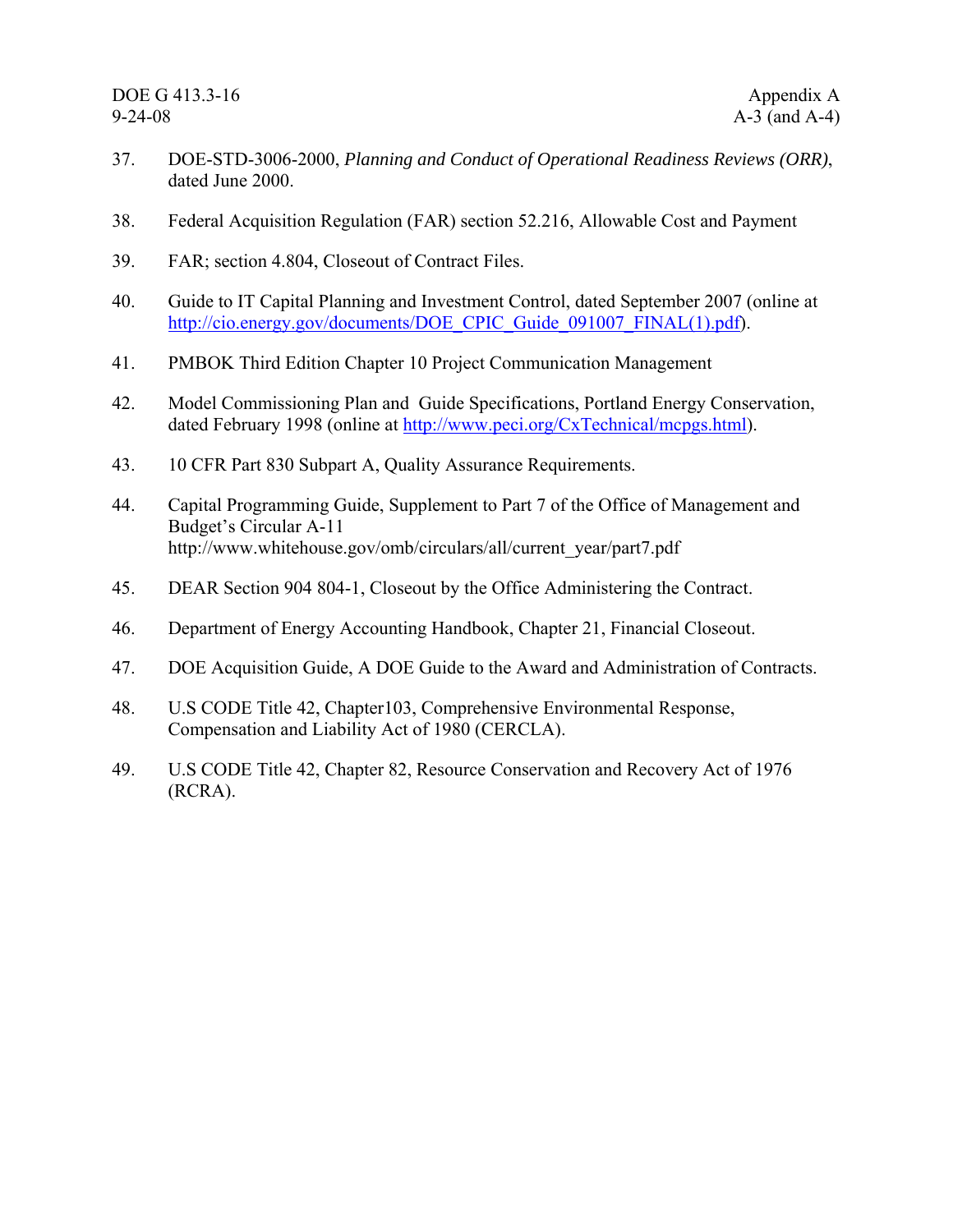37. DOE-STD-3006-2000, *Planning and Conduct of Operational Readiness Reviews (ORR)*, dated June 2000.

38. Federal Acquisition Regulation (FAR) section 52.216, Allowable Cost and Payment

39. FAR; section 4.804, Closeout of Contract Files.

40. Guide to IT Capital Planning and Investment Control, dated September 2007 (online at http://cio.energy.gov/documents/DOE_CPIC_Guide_091007_FINAL(1).pdf).

41. PMBOK Third Edition Chapter 10 Project Communication Management

42. Model Commissioning Plan and Guide Specifications, Portland Energy Conservation, dated February 1998 (online at http://www.peci.org/CxTechnical/mcpgs.html).

43. 10 CFR Part 830 Subpart A, Quality Assurance Requirements.

44. Capital Programming Guide, Supplement to Part 7 of the Office of Management and Budget's Circular A-11 http://www.whitehouse.gov/omb/circulars/all/current_year/part7.pdf

45. DEAR Section 904 804-1, Closeout by the Office Administering the Contract.

46. Department of Energy Accounting Handbook, Chapter 21, Financial Closeout.

47. DOE Acquisition Guide, A DOE Guide to the Award and Administration of Contracts.

48. U.S CODE Title 42, Chapter103, Comprehensive Environmental Response, Compensation and Liability Act of 1980 (CERCLA).

49. U.S CODE Title 42, Chapter 82, Resource Conservation and Recovery Act of 1976 (RCRA).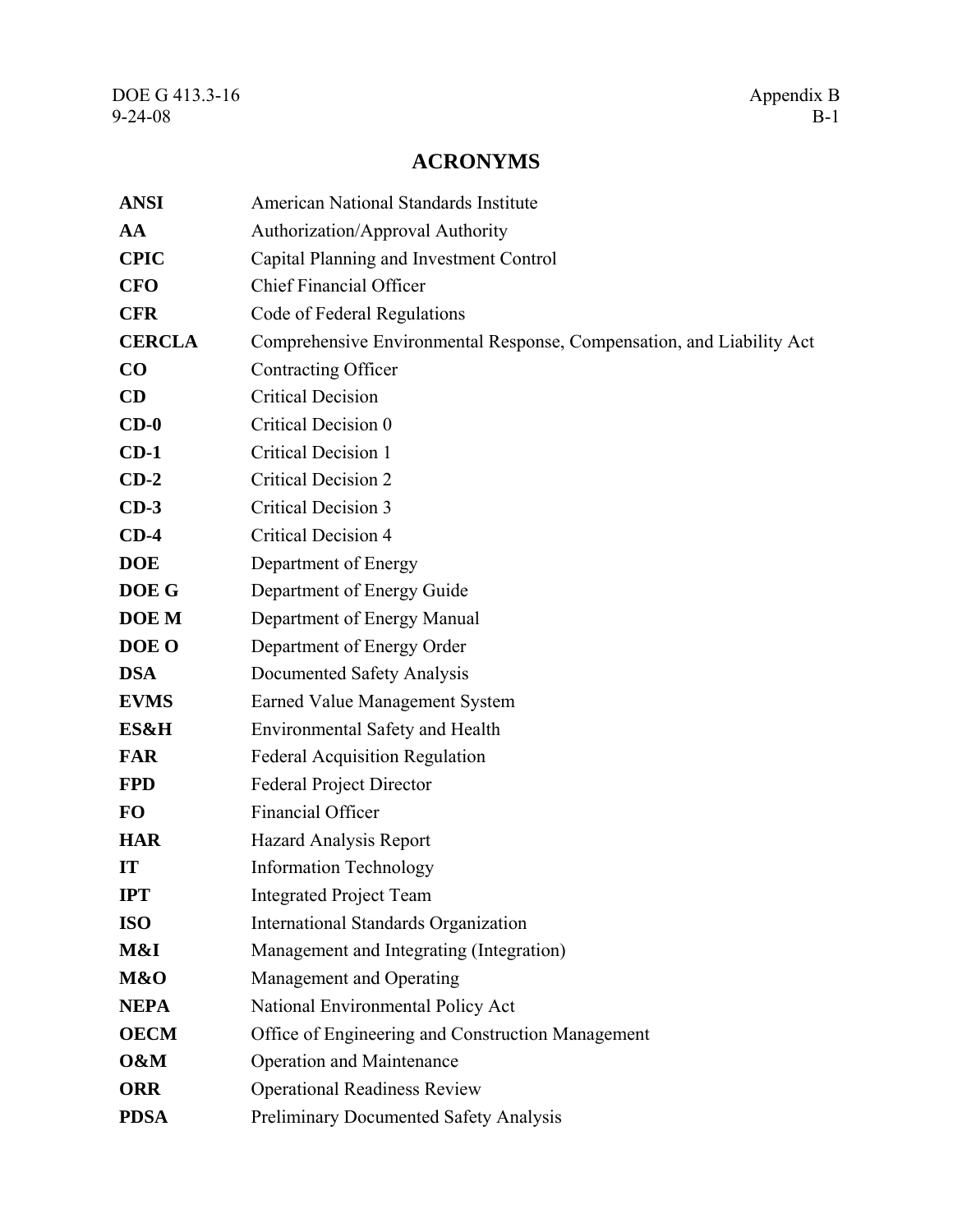# ACRONYMS

| | |
|---|---|
| **ANSI** | American National Standards Institute |
| **AA** | Authorization/Approval Authority |
| **CPIC** | Capital Planning and Investment Control |
| **CFO** | Chief Financial Officer |
| **CFR** | Code of Federal Regulations |
| **CERCLA** | Comprehensive Environmental Response, Compensation, and Liability Act |
| **CO** | Contracting Officer |
| **CD** | Critical Decision |
| **CD-0** | Critical Decision 0 |
| **CD-1** | Critical Decision 1 |
| **CD-2** | Critical Decision 2 |
| **CD-3** | Critical Decision 3 |
| **CD-4** | Critical Decision 4 |
| **DOE** | Department of Energy |
| **DOE G** | Department of Energy Guide |
| **DOE M** | Department of Energy Manual |
| **DOE O** | Department of Energy Order |
| **DSA** | Documented Safety Analysis |
| **EVMS** | Earned Value Management System |
| **ES&H** | Environmental Safety and Health |
| **FAR** | Federal Acquisition Regulation |
| **FPD** | Federal Project Director |
| **FO** | Financial Officer |
| **HAR** | Hazard Analysis Report |
| **IT** | Information Technology |
| **IPT** | Integrated Project Team |
| **ISO** | International Standards Organization |
| **M&I** | Management and Integrating (Integration) |
| **M&O** | Management and Operating |
| **NEPA** | National Environmental Policy Act |
| **OECM** | Office of Engineering and Construction Management |
| **O&M** | Operation and Maintenance |
| **ORR** | Operational Readiness Review |
| **PDSA** | Preliminary Documented Safety Analysis |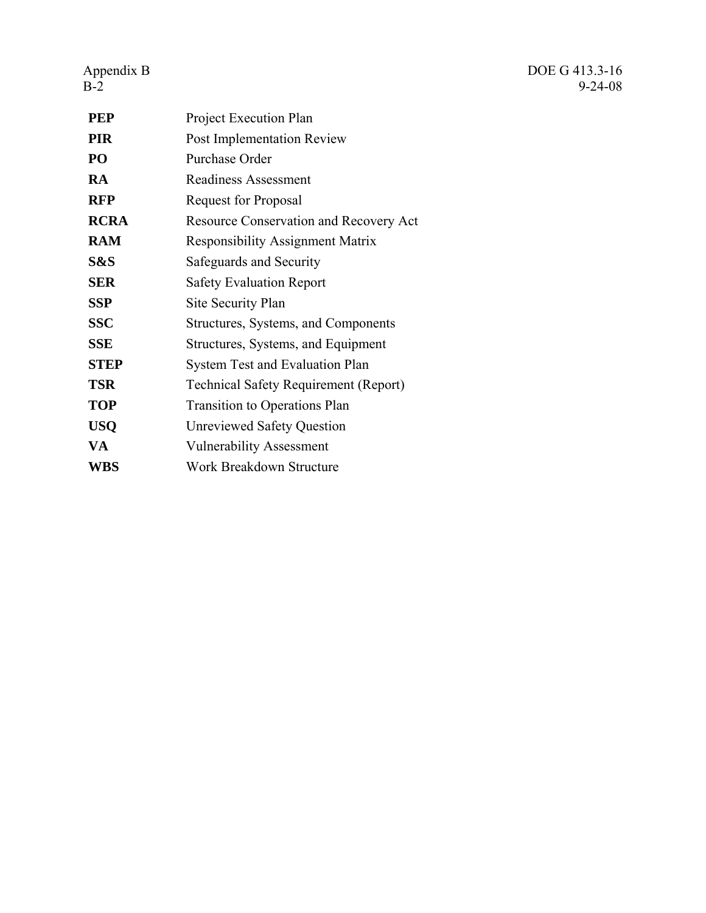| | |
|---|---|
| **PEP** | Project Execution Plan |
| **PIR** | Post Implementation Review |
| **PO** | Purchase Order |
| **RA** | Readiness Assessment |
| **RFP** | Request for Proposal |
| **RCRA** | Resource Conservation and Recovery Act |
| **RAM** | Responsibility Assignment Matrix |
| **S&S** | Safeguards and Security |
| **SER** | Safety Evaluation Report |
| **SSP** | Site Security Plan |
| **SSC** | Structures, Systems, and Components |
| **SSE** | Structures, Systems, and Equipment |
| **STEP** | System Test and Evaluation Plan |
| **TSR** | Technical Safety Requirement (Report) |
| **TOP** | Transition to Operations Plan |
| **USQ** | Unreviewed Safety Question |
| **VA** | Vulnerability Assessment |
| **WBS** | Work Breakdown Structure |